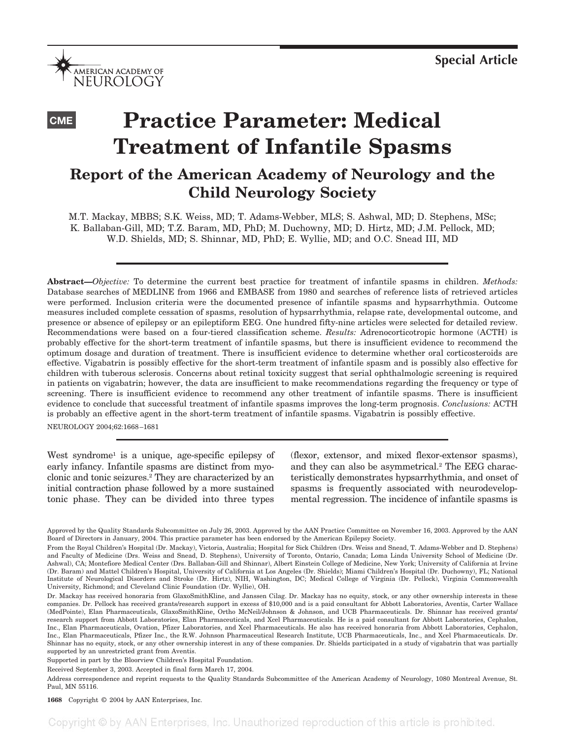Special Article

# Practice Parameter: Medical Treatment of Infantile Spasms

## Report of the American Academy of Neurology and the Child Neurology Society

M.T. Mackay, MBBS; S.K. Weiss, MD; T. Adams-Webber, MLS; S. Ashwal, MD; D. Stephens, MSc; K. Ballaban-Gill, MD; T.Z. Baram, MD, PhD; M. Duchowny, MD; D. Hirtz, MD; J.M. Pellock, MD; W.D. Shields, MD; S. Shinnar, MD, PhD; E. Wyllie, MD; and O.C. Snead III, MD

**Abstract**—*Objective:* To determine the current best practice for treatment of infantile spasms in children. *Methods:* Database searches of MEDLINE from 1966 and EMBASE from 1980 and searches of reference lists of retrieved articles were performed. Inclusion criteria were the documented presence of infantile spasms and hypsarrhythmia. Outcome measures included complete cessation of spasms, resolution of hypsarrhythmia, relapse rate, developmental outcome, and presence or absence of epilepsy or an epileptiform EEG. One hundred fifty-nine articles were selected for detailed review. Recommendations were based on a four-tiered classification scheme. *Results:* Adrenocorticotropic hormone (ACTH) is probably effective for the short-term treatment of infantile spasms, but there is insufficient evidence to recommend the optimum dosage and duration of treatment. There is insufficient evidence to determine whether oral corticosteroids are effective. Vigabatrin is possibly effective for the short-term treatment of infantile spasm and is possibly also effective for children with tuberous sclerosis. Concerns about retinal toxicity suggest that serial ophthalmologic screening is required in patients on vigabatrin; however, the data are insufficient to make recommendations regarding the frequency or type of screening. There is insufficient evidence to recommend any other treatment of infantile spasms. There is insufficient evidence to conclude that successful treatment of infantile spasms improves the long-term prognosis. *Conclusions:* ACTH is probably an effective agent in the short-term treatment of infantile spasms. Vigabatrin is possibly effective.

NEUROLOGY 2004;62:1668–1681

West syndrome[1] is a unique, age-specific epilepsy of early infancy. Infantile spasms are distinct from myoclonic and tonic seizures.[2] They are characterized by an initial contraction phase followed by a more sustained tonic phase. They can be divided into three types (flexor, extensor, and mixed flexor-extensor spasms), and they can also be asymmetrical.[2] The EEG characteristically demonstrates hypsarrhythmia, and onset of spasms is frequently associated with neurodevelopmental regression. The incidence of infantile spasms is

Approved by the Quality Standards Subcommittee on July 26, 2003. Approved by the AAN Practice Committee on November 16, 2003. Approved by the AAN Board of Directors in January, 2004. This practice parameter has been endorsed by the American Epilepsy Society.

From the Royal Children's Hospital (Dr. Mackay), Victoria, Australia; Hospital for Sick Children (Drs. Weiss and Snead, T. Adams-Webber and D. Stephens) and Faculty of Medicine (Drs. Weiss and Snead, D. Stephens), University of Toronto, Ontario, Canada; Loma Linda University School of Medicine (Dr. Ashwal), CA; Montefiore Medical Center (Drs. Ballaban-Gill and Shinnar), Albert Einstein College of Medicine, New York; University of California at Irvine (Dr. Baram) and Mattel Children's Hospital, University of California at Los Angeles (Dr. Shields); Miami Children's Hospital (Dr. Duchowny), FL; National Institute of Neurological Disorders and Stroke (Dr. Hirtz), NIH, Washington, DC; Medical College of Virginia (Dr. Pellock), Virginia Commonwealth University, Richmond; and Cleveland Clinic Foundation (Dr. Wyllie), OH.

Dr. Mackay has received honoraria from GlaxoSmithKline, and Janssen Cilag. Dr. Mackay has no equity, stock, or any other ownership interests in these companies. Dr. Pellock has received grants/research support in excess of $10,000 and is a paid consultant for Abbott Laboratories, Aventis, Carter Wallace (MedPointe), Elan Pharmaceuticals, GlaxoSmithKline, Ortho McNeil/Johnson & Johnson, and UCB Pharmaceuticals. Dr. Shinnar has received grants/research support from Abbott Laboratories, Elan Pharmaceuticals, and Xcel Pharmaceuticals. He is a paid consultant for Abbott Laboratories, Cephalon, Inc., Elan Pharmaceuticals, Ovation, Pfizer Laboratories, and Xcel Pharmaceuticals. He also has received honoraria from Abbott Laboratories, Cephalon, Inc., Elan Pharmaceuticals, Pfizer Inc., the R.W. Johnson Pharmaceutical Research Institute, UCB Pharmaceuticals, Inc., and Xcel Pharmaceuticals. Dr. Shinnar has no equity, stock, or any other ownership interest in any of these companies. Dr. Shields participated in a study of vigabatrin that was partially supported by an unrestricted grant from Aventis.

Supported in part by the Bloorview Children's Hospital Foundation.

Received September 3, 2003. Accepted in final form March 17, 2004.

Address correspondence and reprint requests to the Quality Standards Subcommittee of the American Academy of Neurology, 1080 Montreal Avenue, St. Paul, MN 55116.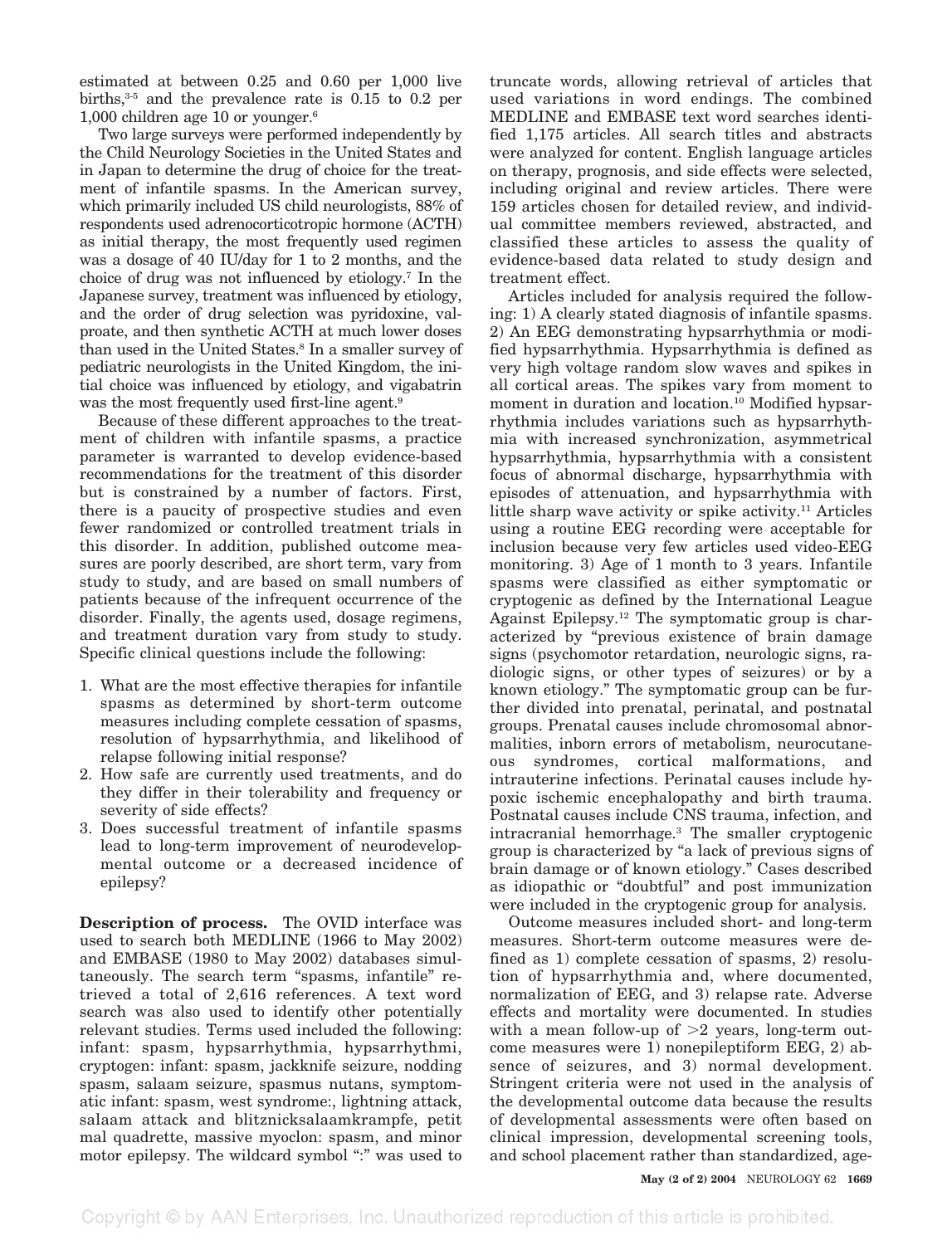estimated at between 0.25 and 0.60 per 1,000 live births,[3-5] and the prevalence rate is 0.15 to 0.2 per 1,000 children age 10 or younger.[6]

Two large surveys were performed independently by the Child Neurology Societies in the United States and in Japan to determine the drug of choice for the treatment of infantile spasms. In the American survey, which primarily included US child neurologists, 88% of respondents used adrenocorticotropic hormone (ACTH) as initial therapy, the most frequently used regimen was a dosage of 40 IU/day for 1 to 2 months, and the choice of drug was not influenced by etiology.[7] In the Japanese survey, treatment was influenced by etiology, and the order of drug selection was pyridoxine, valproate, and then synthetic ACTH at much lower doses than used in the United States.[8] In a smaller survey of pediatric neurologists in the United Kingdom, the initial choice was influenced by etiology, and vigabatrin was the most frequently used first-line agent.[9]

Because of these different approaches to the treatment of children with infantile spasms, a practice parameter is warranted to develop evidence-based recommendations for the treatment of this disorder but is constrained by a number of factors. First, there is a paucity of prospective studies and even fewer randomized or controlled treatment trials in this disorder. In addition, published outcome measures are poorly described, are short term, vary from study to study, and are based on small numbers of patients because of the infrequent occurrence of the disorder. Finally, the agents used, dosage regimens, and treatment duration vary from study to study. Specific clinical questions include the following:

1. What are the most effective therapies for infantile spasms as determined by short-term outcome measures including complete cessation of spasms, resolution of hypsarrhythmia, and likelihood of relapse following initial response?
2. How safe are currently used treatments, and do they differ in their tolerability and frequency or severity of side effects?
3. Does successful treatment of infantile spasms lead to long-term improvement of neurodevelopmental outcome or a decreased incidence of epilepsy?

**Description of process.** The OVID interface was used to search both MEDLINE (1966 to May 2002) and EMBASE (1980 to May 2002) databases simultaneously. The search term "spasms, infantile" retrieved a total of 2,616 references. A text word search was also used to identify other potentially relevant studies. Terms used included the following: infant: spasm, hypsarrhythmia, hypsarrhythmi, cryptogen: infant: spasm, jackknife seizure, nodding spasm, salaam seizure, spasmus nutans, symptomatic infant: spasm, west syndrome:, lightning attack, salaam attack and blitznicksalaamkrampfe, petit mal quadrette, massive myoclon: spasm, and minor motor epilepsy. The wildcard symbol ":" was used to truncate words, allowing retrieval of articles that used variations in word endings. The combined MEDLINE and EMBASE text word searches identified 1,175 articles. All search titles and abstracts were analyzed for content. English language articles on therapy, prognosis, and side effects were selected, including original and review articles. There were 159 articles chosen for detailed review, and individual committee members reviewed, abstracted, and classified these articles to assess the quality of evidence-based data related to study design and treatment effect.

Articles included for analysis required the following: 1) A clearly stated diagnosis of infantile spasms. 2) An EEG demonstrating hypsarrhythmia or modified hypsarrhythmia. Hypsarrhythmia is defined as very high voltage random slow waves and spikes in all cortical areas. The spikes vary from moment to moment in duration and location.[10] Modified hypsarrhythmia includes variations such as hypsarrhythmia with increased synchronization, asymmetrical hypsarrhythmia, hypsarrhythmia with a consistent focus of abnormal discharge, hypsarrhythmia with episodes of attenuation, and hypsarrhythmia with little sharp wave activity or spike activity.[11] Articles using a routine EEG recording were acceptable for inclusion because very few articles used video-EEG monitoring. 3) Age of 1 month to 3 years. Infantile spasms were classified as either symptomatic or cryptogenic as defined by the International League Against Epilepsy.[12] The symptomatic group is characterized by "previous existence of brain damage signs (psychomotor retardation, neurologic signs, radiologic signs, or other types of seizures) or by a known etiology." The symptomatic group can be further divided into prenatal, perinatal, and postnatal groups. Prenatal causes include chromosomal abnormalities, inborn errors of metabolism, neurocutaneous syndromes, cortical malformations, and intrauterine infections. Perinatal causes include hypoxic ischemic encephalopathy and birth trauma. Postnatal causes include CNS trauma, infection, and intracranial hemorrhage.[3] The smaller cryptogenic group is characterized by "a lack of previous signs of brain damage or of known etiology." Cases described as idiopathic or "doubtful" and post immunization were included in the cryptogenic group for analysis.

Outcome measures included short- and long-term measures. Short-term outcome measures were defined as 1) complete cessation of spasms, 2) resolution of hypsarrhythmia and, where documented, normalization of EEG, and 3) relapse rate. Adverse effects and mortality were documented. In studies with a mean follow-up of >2 years, long-term outcome measures were 1) nonepileptiform EEG, 2) absence of seizures, and 3) normal development. Stringent criteria were not used in the analysis of the developmental outcome data because the results of developmental assessments were often based on clinical impression, developmental screening tools, and school placement rather than standardized, age-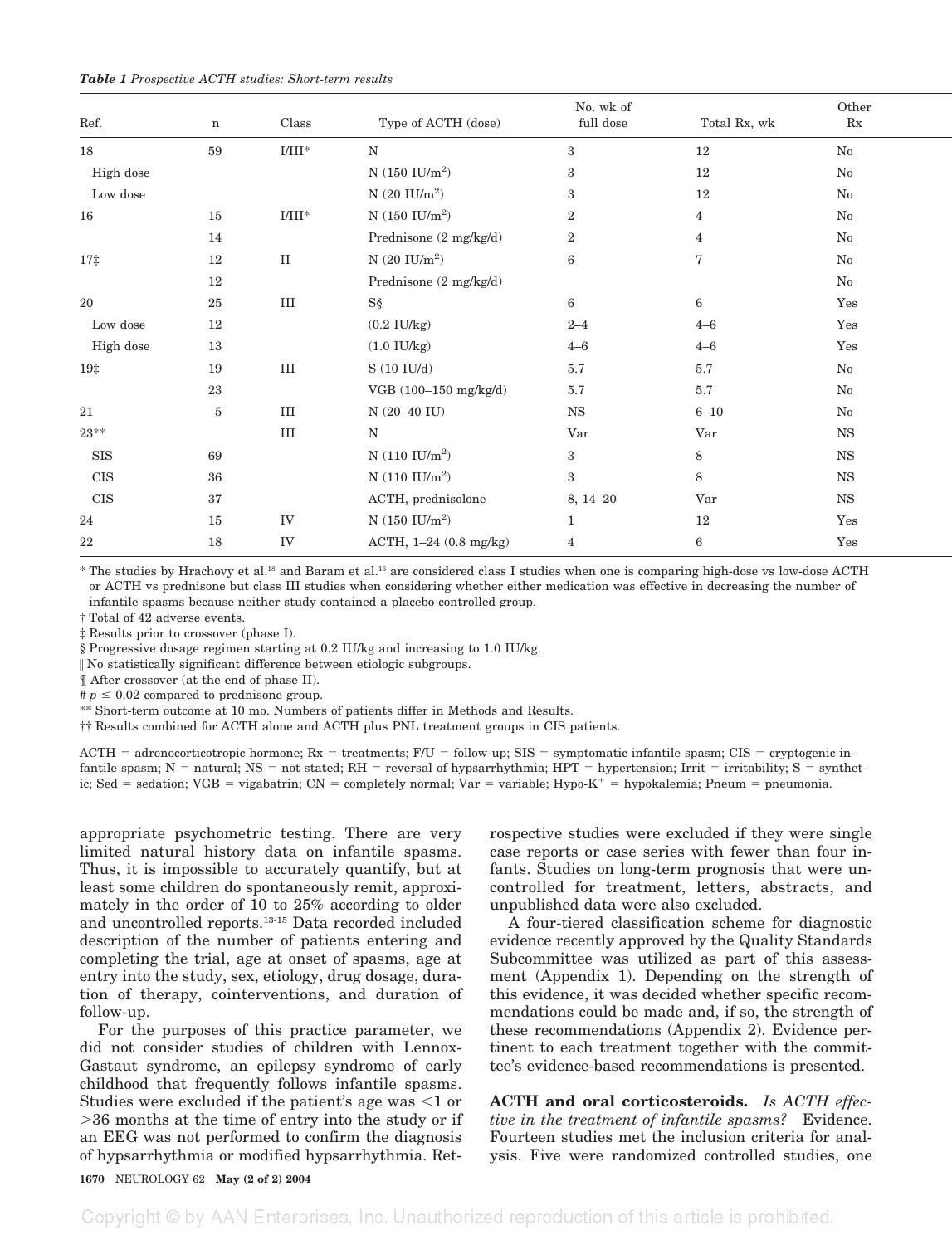*Table 1 Prospective ACTH studies: Short-term results*

| Ref. | n | Class | Type of ACTH (dose) | No. wk of full dose | Total Rx, wk | Other Rx |
|---|---|---|---|---|---|---|
| 18 | 59 | I/III* | N | 3 | 12 | No |
| High dose | | | N (150 IU/m$^2$) | 3 | 12 | No |
| Low dose | | | N (20 IU/m$^2$) | 3 | 12 | No |
| 16 | 15 | I/III* | N (150 IU/m$^2$) | 2 | 4 | No |
| | 14 | | Prednisone (2 mg/kg/d) | 2 | 4 | No |
| 17‡ | 12 | II | N (20 IU/m$^2$) | 6 | 7 | No |
| | 12 | | Prednisone (2 mg/kg/d) | | | No |
| 20 | 25 | III | S§ | 6 | 6 | Yes |
| Low dose | 12 | | (0.2 IU/kg) | 2–4 | 4–6 | Yes |
| High dose | 13 | | (1.0 IU/kg) | 4–6 | 4–6 | Yes |
| 19‡ | 19 | III | S (10 IU/d) | 5.7 | 5.7 | No |
| | 23 | | VGB (100–150 mg/kg/d) | 5.7 | 5.7 | No |
| 21 | 5 | III | N (20–40 IU) | NS | 6–10 | No |
| 23** | | III | N | Var | Var | NS |
| SIS | 69 | | N (110 IU/m$^2$) | 3 | 8 | NS |
| CIS | 36 | | N (110 IU/m$^2$) | 3 | 8 | NS |
| CIS | 37 | | ACTH, prednisolone | 8, 14–20 | Var | NS |
| 24 | 15 | IV | N (150 IU/m$^2$) | 1 | 12 | Yes |
| 22 | 18 | IV | ACTH, 1–24 (0.8 mg/kg) | 4 | 6 | Yes |

\* The studies by Hrachovy et al.[18] and Baram et al.[16] are considered class I studies when one is comparing high-dose vs low-dose ACTH or ACTH vs prednisone but class III studies when considering whether either medication was effective in decreasing the number of infantile spasms because neither study contained a placebo-controlled group.

† Total of 42 adverse events.

‡ Results prior to crossover (phase I).

§ Progressive dosage regimen starting at 0.2 IU/kg and increasing to 1.0 IU/kg.

‖ No statistically significant difference between etiologic subgroups.

¶ After crossover (at the end of phase II).

\# $p \leq 0.02$ compared to prednisone group.

\*\* Short-term outcome at 10 mo. Numbers of patients differ in Methods and Results.

†† Results combined for ACTH alone and ACTH plus PNL treatment groups in CIS patients.

ACTH = adrenocorticotropic hormone; Rx = treatments; F/U = follow-up; SIS = symptomatic infantile spasm; CIS = cryptogenic infantile spasm; N = natural; NS = not stated; RH = reversal of hypsarrhythmia; HPT = hypertension; Irrit = irritability; S = synthetic; Sed = sedation; VGB = vigabatrin; CN = completely normal; Var = variable; Hypo-K$^+$ = hypokalemia; Pneum = pneumonia.

appropriate psychometric testing. There are very limited natural history data on infantile spasms. Thus, it is impossible to accurately quantify, but at least some children do spontaneously remit, approximately in the order of 10 to 25% according to older and uncontrolled reports.[13-15] Data recorded included description of the number of patients entering and completing the trial, age at onset of spasms, age at entry into the study, sex, etiology, drug dosage, duration of therapy, cointerventions, and duration of follow-up.

For the purposes of this practice parameter, we did not consider studies of children with Lennox-Gastaut syndrome, an epilepsy syndrome of early childhood that frequently follows infantile spasms. Studies were excluded if the patient's age was <1 or >36 months at the time of entry into the study or if an EEG was not performed to confirm the diagnosis of hypsarrhythmia or modified hypsarrhythmia. Retrospective studies were excluded if they were single case reports or case series with fewer than four infants. Studies on long-term prognosis that were uncontrolled for treatment, letters, abstracts, and unpublished data were also excluded.

A four-tiered classification scheme for diagnostic evidence recently approved by the Quality Standards Subcommittee was utilized as part of this assessment (Appendix 1). Depending on the strength of this evidence, it was decided whether specific recommendations could be made and, if so, the strength of these recommendations (Appendix 2). Evidence pertinent to each treatment together with the committee's evidence-based recommendations is presented.

**ACTH and oral corticosteroids.** *Is ACTH effective in the treatment of infantile spasms?* Evidence. Fourteen studies met the inclusion criteria for analysis. Five were randomized controlled studies, one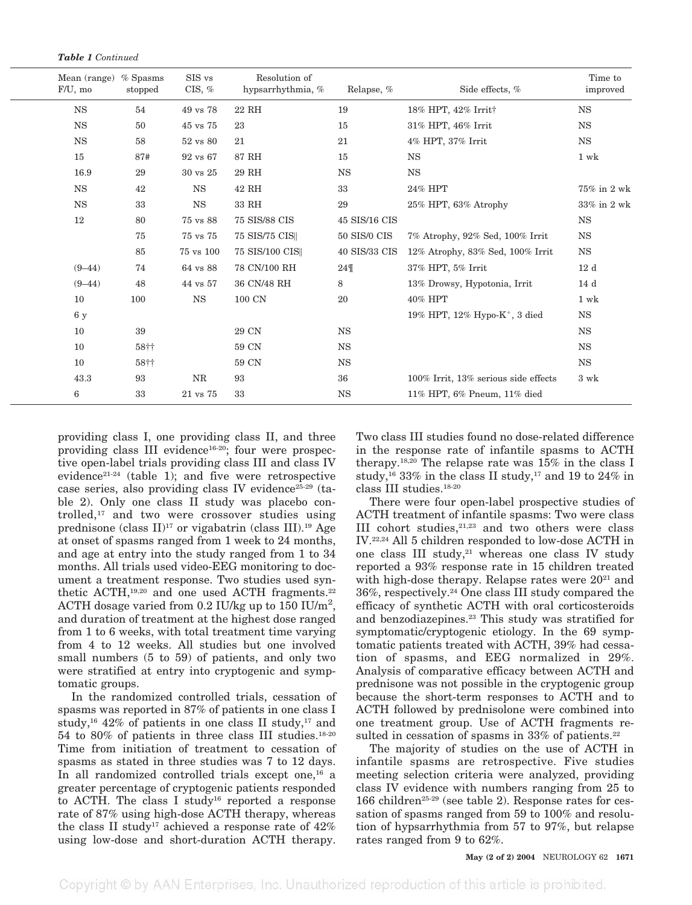*Table 1 Continued*

| Mean (range) F/U, mo | % Spasms stopped | SIS vs CIS, % | Resolution of hypsarrhythmia, % | Relapse, % | Side effects, % | Time to improved |
|---|---|---|---|---|---|---|
| NS | 54 | 49 vs 78 | 22 RH | 19 | 18% HPT, 42% Irrit† | NS |
| NS | 50 | 45 vs 75 | 23 | 15 | 31% HPT, 46% Irrit | NS |
| NS | 58 | 52 vs 80 | 21 | 21 | 4% HPT, 37% Irrit | NS |
| 15 | 87# | 92 vs 67 | 87 RH | 15 | NS | 1 wk |
| 16.9 | 29 | 30 vs 25 | 29 RH | NS | NS | |
| NS | 42 | NS | 42 RH | 33 | 24% HPT | 75% in 2 wk |
| NS | 33 | NS | 33 RH | 29 | 25% HPT, 63% Atrophy | 33% in 2 wk |
| 12 | 80 | 75 vs 88 | 75 SIS/88 CIS | 45 SIS/16 CIS | | NS |
| | 75 | 75 vs 75 | 75 SIS/75 CIS‖ | 50 SIS/0 CIS | 7% Atrophy, 92% Sed, 100% Irrit | NS |
| | 85 | 75 vs 100 | 75 SIS/100 CIS‖ | 40 SIS/33 CIS | 12% Atrophy, 83% Sed, 100% Irrit | NS |
| (9–44) | 74 | 64 vs 88 | 78 CN/100 RH | 24¶ | 37% HPT, 5% Irrit | 12 d |
| (9–44) | 48 | 44 vs 57 | 36 CN/48 RH | 8 | 13% Drowsy, Hypotonia, Irrit | 14 d |
| 10 | 100 | NS | 100 CN | 20 | 40% HPT | 1 wk |
| 6 y | | | | | 19% HPT, 12% Hypo-K$^{+}$, 3 died | NS |
| 10 | 39 | | 29 CN | NS | | NS |
| 10 | 58†† | | 59 CN | NS | | NS |
| 10 | 58†† | | 59 CN | NS | | NS |
| 43.3 | 93 | NR | 93 | 36 | 100% Irrit, 13% serious side effects | 3 wk |
| 6 | 33 | 21 vs 75 | 33 | NS | 11% HPT, 6% Pneum, 11% died | |

providing class I, one providing class II, and three providing class III evidence[16-20]; four were prospective open-label trials providing class III and class IV evidence[21-24] (table 1); and five were retrospective case series, also providing class IV evidence[25-29] (table 2). Only one class II study was placebo controlled,[17] and two were crossover studies using prednisone (class II)[17] or vigabatrin (class III).[19] Age at onset of spasms ranged from 1 week to 24 months, and age at entry into the study ranged from 1 to 34 months. All trials used video-EEG monitoring to document a treatment response. Two studies used synthetic ACTH,[19,20] and one used ACTH fragments.[22] ACTH dosage varied from 0.2 IU/kg up to 150 IU/m$^2$, and duration of treatment at the highest dose ranged from 1 to 6 weeks, with total treatment time varying from 4 to 12 weeks. All studies but one involved small numbers (5 to 59) of patients, and only two were stratified at entry into cryptogenic and symptomatic groups.

In the randomized controlled trials, cessation of spasms was reported in 87% of patients in one class I study,[16] 42% of patients in one class II study,[17] and 54 to 80% of patients in three class III studies.[18-20] Time from initiation of treatment to cessation of spasms as stated in three studies was 7 to 12 days. In all randomized controlled trials except one,[16] a greater percentage of cryptogenic patients responded to ACTH. The class I study[16] reported a response rate of 87% using high-dose ACTH therapy, whereas the class II study[17] achieved a response rate of 42% using low-dose and short-duration ACTH therapy. Two class III studies found no dose-related difference in the response rate of infantile spasms to ACTH therapy.[18,20] The relapse rate was 15% in the class I study,[16] 33% in the class II study,[17] and 19 to 24% in class III studies.[18-20]

There were four open-label prospective studies of ACTH treatment of infantile spasms: Two were class III cohort studies,[21,23] and two others were class IV.[22,24] All 5 children responded to low-dose ACTH in one class III study,[21] whereas one class IV study reported a 93% response rate in 15 children treated with high-dose therapy. Relapse rates were 20[21] and 36%, respectively.[24] One class III study compared the efficacy of synthetic ACTH with oral corticosteroids and benzodiazepines.[23] This study was stratified for symptomatic/cryptogenic etiology. In the 69 symptomatic patients treated with ACTH, 39% had cessation of spasms, and EEG normalized in 29%. Analysis of comparative efficacy between ACTH and prednisone was not possible in the cryptogenic group because the short-term responses to ACTH and to ACTH followed by prednisolone were combined into one treatment group. Use of ACTH fragments resulted in cessation of spasms in 33% of patients.[22]

The majority of studies on the use of ACTH in infantile spasms are retrospective. Five studies meeting selection criteria were analyzed, providing class IV evidence with numbers ranging from 25 to 166 children[25-29] (see table 2). Response rates for cessation of spasms ranged from 59 to 100% and resolution of hypsarrhythmia from 57 to 97%, but relapse rates ranged from 9 to 62%.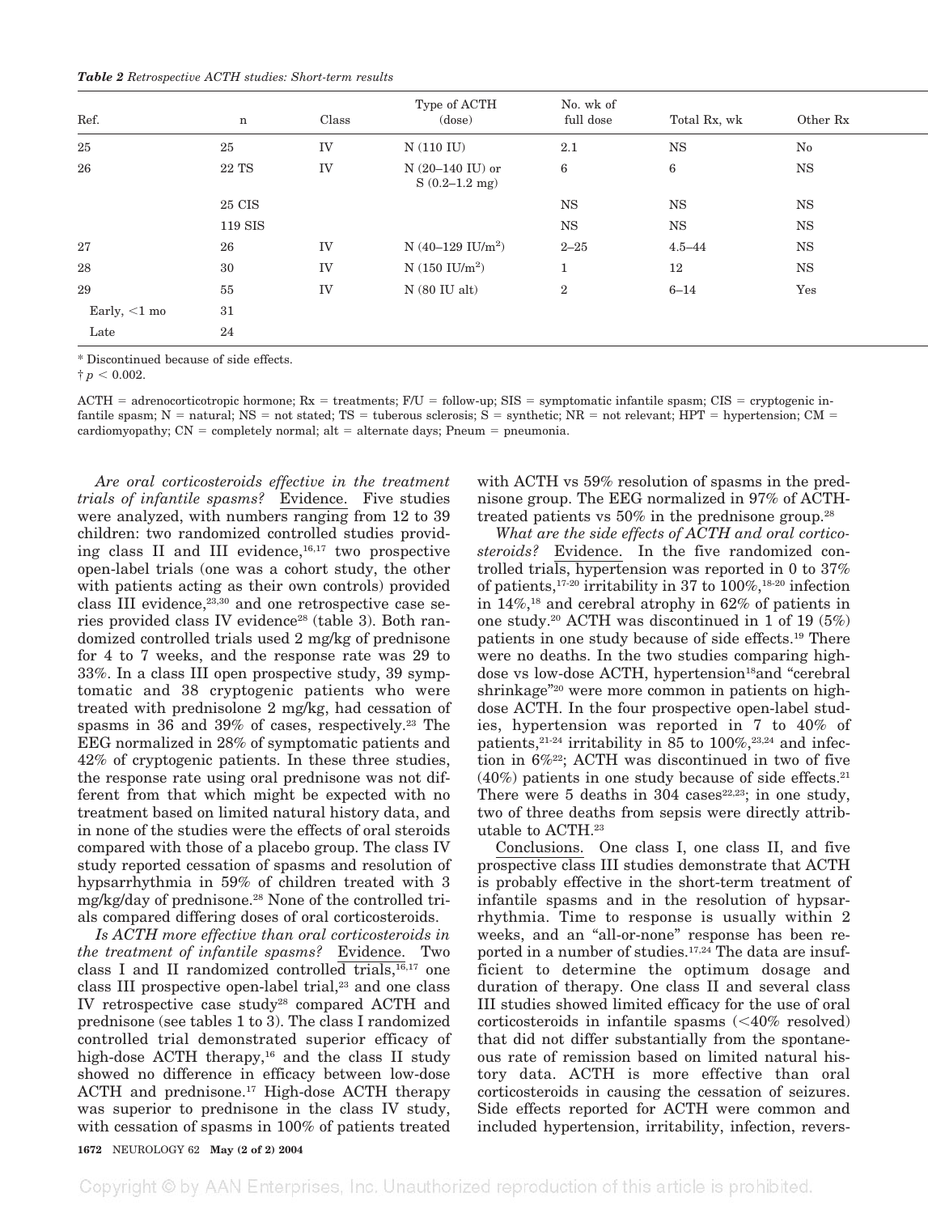***Table 2** Retrospective ACTH studies: Short-term results*

| Ref. | n | Class | Type of ACTH (dose) | No. wk of full dose | Total Rx, wk | Other Rx |
|---|---|---|---|---|---|---|
| 25 | 25 | IV | N (110 IU) | 2.1 | NS | No |
| 26 | 22 TS | IV | N (20–140 IU) or S (0.2–1.2 mg) | 6 | 6 | NS |
| | 25 CIS | | | NS | NS | NS |
| | 119 SIS | | | NS | NS | NS |
| 27 | 26 | IV | N (40–129 IU/m$^2$) | 2–25 | 4.5–44 | NS |
| 28 | 30 | IV | N (150 IU/m$^2$) | 1 | 12 | NS |
| 29 | 55 | IV | N (80 IU alt) | 2 | 6–14 | Yes |
| Early, <1 mo | 31 | | | | | |
| Late | 24 | | | | | |

\* Discontinued because of side effects.

† $p < 0.002$.

ACTH = adrenocorticotropic hormone; Rx = treatments; F/U = follow-up; SIS = symptomatic infantile spasm; CIS = cryptogenic infantile spasm; N = natural; NS = not stated; TS = tuberous sclerosis; S = synthetic; NR = not relevant; HPT = hypertension; CM = cardiomyopathy; CN = completely normal; alt = alternate days; Pneum = pneumonia.

*Are oral corticosteroids effective in the treatment trials of infantile spasms?* Evidence. Five studies were analyzed, with numbers ranging from 12 to 39 children: two randomized controlled studies providing class II and III evidence,[16,17] two prospective open-label trials (one was a cohort study, the other with patients acting as their own controls) provided class III evidence,[23,30] and one retrospective case series provided class IV evidence[28] (table 3). Both randomized controlled trials used 2 mg/kg of prednisone for 4 to 7 weeks, and the response rate was 29 to 33%. In a class III open prospective study, 39 symptomatic and 38 cryptogenic patients who were treated with prednisolone 2 mg/kg, had cessation of spasms in 36 and 39% of cases, respectively.[23] The EEG normalized in 28% of symptomatic patients and 42% of cryptogenic patients. In these three studies, the response rate using oral prednisone was not different from that which might be expected with no treatment based on limited natural history data, and in none of the studies were the effects of oral steroids compared with those of a placebo group. The class IV study reported cessation of spasms and resolution of hypsarrhythmia in 59% of children treated with 3 mg/kg/day of prednisone.[28] None of the controlled trials compared differing doses of oral corticosteroids.

*Is ACTH more effective than oral corticosteroids in the treatment of infantile spasms?* Evidence. Two class I and II randomized controlled trials,[16,17] one class III prospective open-label trial,[23] and one class IV retrospective case study[28] compared ACTH and prednisone (see tables 1 to 3). The class I randomized controlled trial demonstrated superior efficacy of high-dose ACTH therapy,[16] and the class II study showed no difference in efficacy between low-dose ACTH and prednisone.[17] High-dose ACTH therapy was superior to prednisone in the class IV study, with cessation of spasms in 100% of patients treated with ACTH vs 59% resolution of spasms in the prednisone group. The EEG normalized in 97% of ACTH-treated patients vs 50% in the prednisone group.[28]

*What are the side effects of ACTH and oral corticosteroids?* Evidence. In the five randomized controlled trials, hypertension was reported in 0 to 37% of patients,[17-20] irritability in 37 to 100%,[18-20] infection in 14%,[18] and cerebral atrophy in 62% of patients in one study.[20] ACTH was discontinued in 1 of 19 (5%) patients in one study because of side effects.[19] There were no deaths. In the two studies comparing high-dose vs low-dose ACTH, hypertension[18] and "cerebral shrinkage"[20] were more common in patients on high-dose ACTH. In the four prospective open-label studies, hypertension was reported in 7 to 40% of patients,[21-24] irritability in 85 to 100%,[23,24] and infection in 6%[22]; ACTH was discontinued in two of five (40%) patients in one study because of side effects.[21] There were 5 deaths in 304 cases[22,23]; in one study, two of three deaths from sepsis were directly attributable to ACTH.[23]

Conclusions. One class I, one class II, and five prospective class III studies demonstrate that ACTH is probably effective in the short-term treatment of infantile spasms and in the resolution of hypsarrhythmia. Time to response is usually within 2 weeks, and an "all-or-none" response has been reported in a number of studies.[17,24] The data are insufficient to determine the optimum dosage and duration of therapy. One class II and several class III studies showed limited efficacy for the use of oral corticosteroids in infantile spasms (<40% resolved) that did not differ substantially from the spontaneous rate of remission based on limited natural history data. ACTH is more effective than oral corticosteroids in causing the cessation of seizures. Side effects reported for ACTH were common and included hypertension, irritability, infection, revers-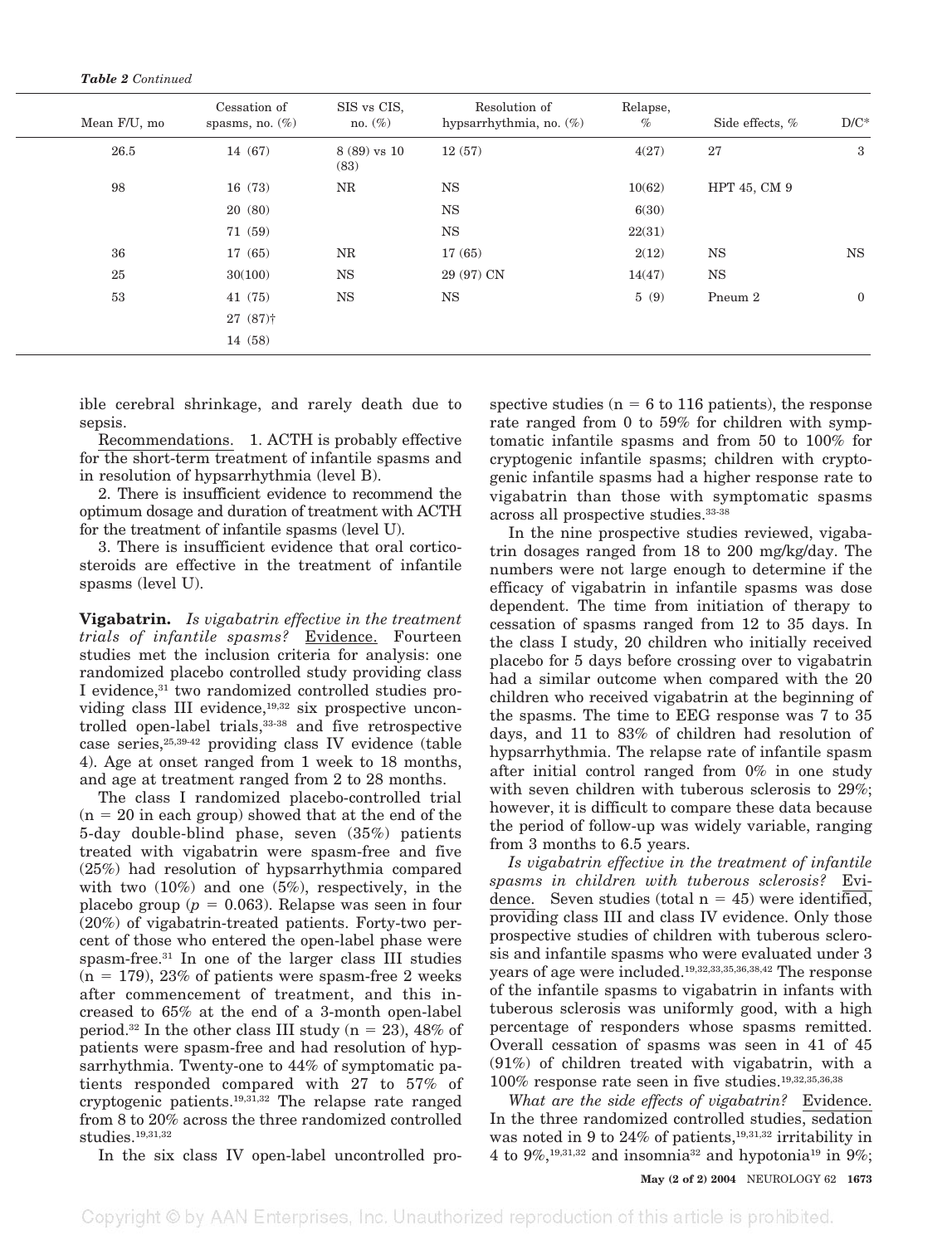*Table 2 Continued*

| Mean F/U, mo | Cessation of spasms, no. (%) | SIS vs CIS, no. (%) | Resolution of hypsarrhythmia, no. (%) | Relapse, % | Side effects, % | D/C* |
|---|---|---|---|---|---|---|
| 26.5 | 14 (67) | 8 (89) vs 10 (83) | 12 (57) | 4(27) | 27 | 3 |
| 98 | 16 (73) | NR | NS | 10(62) | HPT 45, CM 9 | |
| | 20 (80) | | NS | 6(30) | | |
| | 71 (59) | | NS | 22(31) | | |
| 36 | 17 (65) | NR | 17 (65) | 2(12) | NS | NS |
| 25 | 30(100) | NS | 29 (97) CN | 14(47) | NS | |
| 53 | 41 (75) | NS | NS | 5 (9) | Pneum 2 | 0 |
| | 27 (87)† | | | | | |
| | 14 (58) | | | | | |

ible cerebral shrinkage, and rarely death due to sepsis.

Recommendations. 1. ACTH is probably effective for the short-term treatment of infantile spasms and in resolution of hypsarrhythmia (level B).

2. There is insufficient evidence to recommend the optimum dosage and duration of treatment with ACTH for the treatment of infantile spasms (level U).

3. There is insufficient evidence that oral corticosteroids are effective in the treatment of infantile spasms (level U).

**Vigabatrin.** *Is vigabatrin effective in the treatment trials of infantile spasms?* Evidence. Fourteen studies met the inclusion criteria for analysis: one randomized placebo controlled study providing class I evidence,[31] two randomized controlled studies providing class III evidence,[19,32] six prospective uncontrolled open-label trials,[33-38] and five retrospective case series,[25,39-42] providing class IV evidence (table 4). Age at onset ranged from 1 week to 18 months, and age at treatment ranged from 2 to 28 months.

The class I randomized placebo-controlled trial (n = 20 in each group) showed that at the end of the 5-day double-blind phase, seven (35%) patients treated with vigabatrin were spasm-free and five (25%) had resolution of hypsarrhythmia compared with two (10%) and one (5%), respectively, in the placebo group ($p = 0.063$). Relapse was seen in four (20%) of vigabatrin-treated patients. Forty-two percent of those who entered the open-label phase were spasm-free.[31] In one of the larger class III studies (n = 179), 23% of patients were spasm-free 2 weeks after commencement of treatment, and this increased to 65% at the end of a 3-month open-label period.[32] In the other class III study (n = 23), 48% of patients were spasm-free and had resolution of hypsarrhythmia. Twenty-one to 44% of symptomatic patients responded compared with 27 to 57% of cryptogenic patients.[19,31,32] The relapse rate ranged from 8 to 20% across the three randomized controlled studies.[19,31,32]

In the six class IV open-label uncontrolled prospective studies (n = 6 to 116 patients), the response rate ranged from 0 to 59% for children with symptomatic infantile spasms and from 50 to 100% for cryptogenic infantile spasms; children with cryptogenic infantile spasms had a higher response rate to vigabatrin than those with symptomatic spasms across all prospective studies.[33-38]

In the nine prospective studies reviewed, vigabatrin dosages ranged from 18 to 200 mg/kg/day. The numbers were not large enough to determine if the efficacy of vigabatrin in infantile spasms was dose dependent. The time from initiation of therapy to cessation of spasms ranged from 12 to 35 days. In the class I study, 20 children who initially received placebo for 5 days before crossing over to vigabatrin had a similar outcome when compared with the 20 children who received vigabatrin at the beginning of the spasms. The time to EEG response was 7 to 35 days, and 11 to 83% of children had resolution of hypsarrhythmia. The relapse rate of infantile spasm after initial control ranged from 0% in one study with seven children with tuberous sclerosis to 29%; however, it is difficult to compare these data because the period of follow-up was widely variable, ranging from 3 months to 6.5 years.

*Is vigabatrin effective in the treatment of infantile spasms in children with tuberous sclerosis?* Evidence. Seven studies (total n = 45) were identified, providing class III and class IV evidence. Only those prospective studies of children with tuberous sclerosis and infantile spasms who were evaluated under 3 years of age were included.[19,32,33,35,36,38,42] The response of the infantile spasms to vigabatrin in infants with tuberous sclerosis was uniformly good, with a high percentage of responders whose spasms remitted. Overall cessation of spasms was seen in 41 of 45 (91%) of children treated with vigabatrin, with a 100% response rate seen in five studies.[19,32,35,36,38]

*What are the side effects of vigabatrin?* Evidence. In the three randomized controlled studies, sedation was noted in 9 to 24% of patients,[19,31,32] irritability in 4 to 9%,[19,31,32] and insomnia[32] and hypotonia[19] in 9%;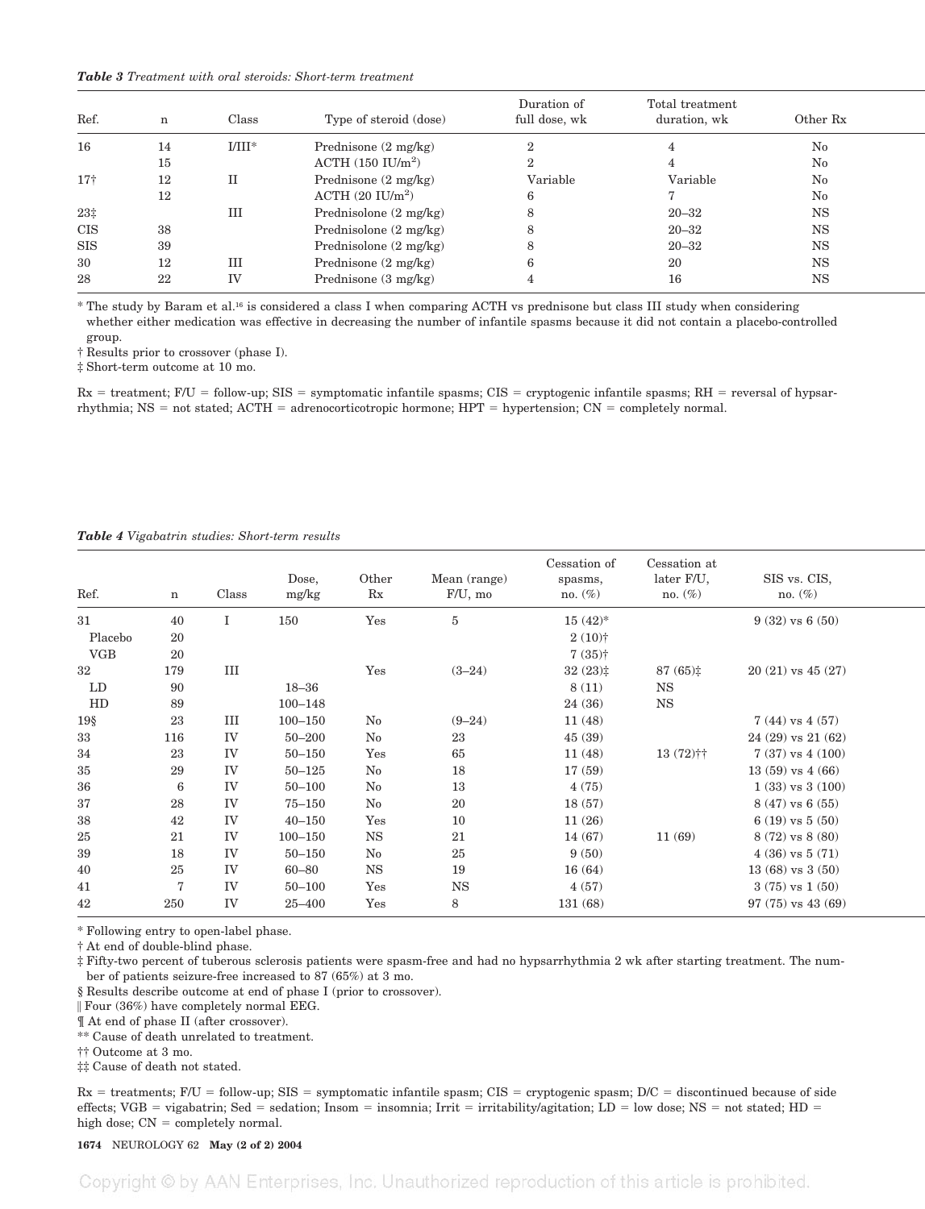***Table 3*** *Treatment with oral steroids: Short-term treatment*

| Ref. | n | Class | Type of steroid (dose) | Duration of full dose, wk | Total treatment duration, wk | Other Rx |
|---|---|---|---|---|---|---|
| 16 | 14 | I/III* | Prednisone (2 mg/kg) | 2 | 4 | No |
| | 15 | | ACTH (150 IU/m$^2$) | 2 | 4 | No |
| 17† | 12 | II | Prednisone (2 mg/kg) | Variable | Variable | No |
| | 12 | | ACTH (20 IU/m$^2$) | 6 | 7 | No |
| 23‡ | | III | Prednisolone (2 mg/kg) | 8 | 20–32 | NS |
| CIS | 38 | | Prednisolone (2 mg/kg) | 8 | 20–32 | NS |
| SIS | 39 | | Prednisolone (2 mg/kg) | 8 | 20–32 | NS |
| 30 | 12 | III | Prednisone (2 mg/kg) | 6 | 20 | NS |
| 28 | 22 | IV | Prednisone (3 mg/kg) | 4 | 16 | NS |

\* The study by Baram et al.[16] is considered a class I when comparing ACTH vs prednisone but class III study when considering whether either medication was effective in decreasing the number of infantile spasms because it did not contain a placebo-controlled group.

† Results prior to crossover (phase I).

‡ Short-term outcome at 10 mo.

Rx = treatment; F/U = follow-up; SIS = symptomatic infantile spasms; CIS = cryptogenic infantile spasms; RH = reversal of hypsarrhythmia; NS = not stated; ACTH = adrenocorticotropic hormone; HPT = hypertension; CN = completely normal.

***Table 4*** *Vigabatrin studies: Short-term results*

| Ref. | n | Class | Dose, mg/kg | Other Rx | Mean (range) F/U, mo | Cessation of spasms, no. (%) | Cessation at later F/U, no. (%) | SIS vs. CIS, no. (%) |
|---|---|---|---|---|---|---|---|---|
| 31 | 40 | I | 150 | Yes | 5 | 15 (42)* | | 9 (32) vs 6 (50) |
| Placebo | 20 | | | | | 2 (10)† | | |
| VGB | 20 | | | | | 7 (35)† | | |
| 32 | 179 | III | | Yes | (3–24) | 32 (23)‡ | 87 (65)‡ | 20 (21) vs 45 (27) |
| LD | 90 | | 18–36 | | | 8 (11) | NS | |
| HD | 89 | | 100–148 | | | 24 (36) | NS | |
| 19§ | 23 | III | 100–150 | No | (9–24) | 11 (48) | | 7 (44) vs 4 (57) |
| 33 | 116 | IV | 50–200 | No | 23 | 45 (39) | | 24 (29) vs 21 (62) |
| 34 | 23 | IV | 50–150 | Yes | 65 | 11 (48) | 13 (72)†† | 7 (37) vs 4 (100) |
| 35 | 29 | IV | 50–125 | No | 18 | 17 (59) | | 13 (59) vs 4 (66) |
| 36 | 6 | IV | 50–100 | No | 13 | 4 (75) | | 1 (33) vs 3 (100) |
| 37 | 28 | IV | 75–150 | No | 20 | 18 (57) | | 8 (47) vs 6 (55) |
| 38 | 42 | IV | 40–150 | Yes | 10 | 11 (26) | | 6 (19) vs 5 (50) |
| 25 | 21 | IV | 100–150 | NS | 21 | 14 (67) | 11 (69) | 8 (72) vs 8 (80) |
| 39 | 18 | IV | 50–150 | No | 25 | 9 (50) | | 4 (36) vs 5 (71) |
| 40 | 25 | IV | 60–80 | NS | 19 | 16 (64) | | 13 (68) vs 3 (50) |
| 41 | 7 | IV | 50–100 | Yes | NS | 4 (57) | | 3 (75) vs 1 (50) |
| 42 | 250 | IV | 25–400 | Yes | 8 | 131 (68) | | 97 (75) vs 43 (69) |

\* Following entry to open-label phase.

† At end of double-blind phase.

‡ Fifty-two percent of tuberous sclerosis patients were spasm-free and had no hypsarrhythmia 2 wk after starting treatment. The number of patients seizure-free increased to 87 (65%) at 3 mo.

§ Results describe outcome at end of phase I (prior to crossover).

‖ Four (36%) have completely normal EEG.

¶ At end of phase II (after crossover).

\*\* Cause of death unrelated to treatment.

†† Outcome at 3 mo.

‡‡ Cause of death not stated.

Rx = treatments; F/U = follow-up; SIS = symptomatic infantile spasm; CIS = cryptogenic spasm; D/C = discontinued because of side effects; VGB = vigabatrin; Sed = sedation; Insom = insomnia; Irrit = irritability/agitation; LD = low dose; NS = not stated; HD = high dose; CN = completely normal.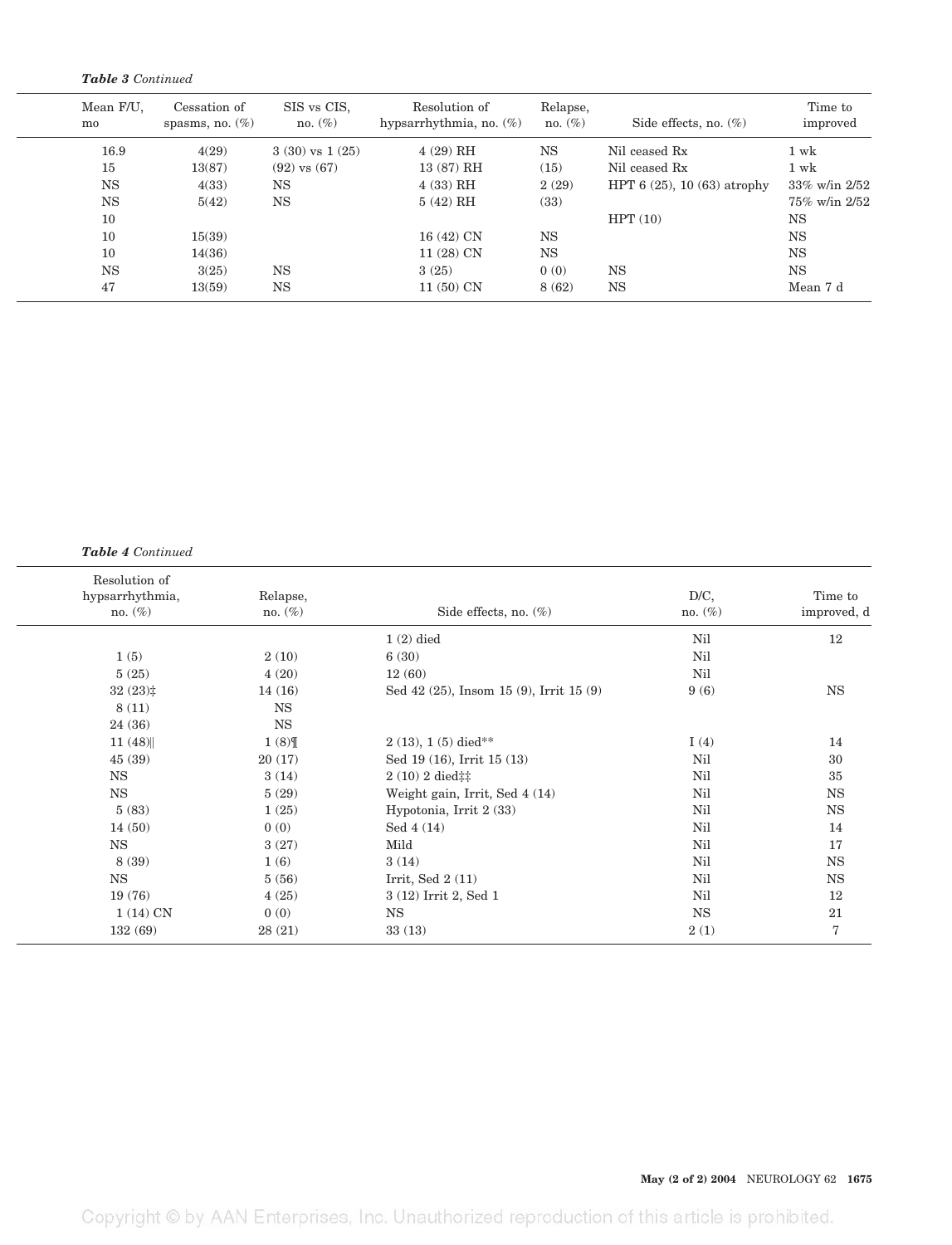***Table 3** Continued*

| Mean F/U, mo | Cessation of spasms, no. (%) | SIS vs CIS, no. (%) | Resolution of hypsarrhythmia, no. (%) | Relapse, no. (%) | Side effects, no. (%) | Time to improved |
|---|---|---|---|---|---|---|
| 16.9 | 4(29) | 3 (30) vs 1 (25) | 4 (29) RH | NS | Nil ceased Rx | 1 wk |
| 15 | 13(87) | (92) vs (67) | 13 (87) RH | (15) | Nil ceased Rx | 1 wk |
| NS | 4(33) | NS | 4 (33) RH | 2 (29) | HPT 6 (25), 10 (63) atrophy | 33% w/in 2/52 |
| NS | 5(42) | NS | 5 (42) RH | (33) | | 75% w/in 2/52 |
| 10 | | | | | HPT (10) | NS |
| 10 | 15(39) | | 16 (42) CN | NS | | NS |
| 10 | 14(36) | | 11 (28) CN | NS | | NS |
| NS | 3(25) | NS | 3 (25) | 0 (0) | NS | NS |
| 47 | 13(59) | NS | 11 (50) CN | 8 (62) | NS | Mean 7 d |

***Table 4** Continued*

| Resolution of hypsarrhythmia, no. (%) | Relapse, no. (%) | Side effects, no. (%) | D/C, no. (%) | Time to improved, d |
|---|---|---|---|---|
| | | 1 (2) died | Nil | 12 |
| 1 (5) | 2 (10) | 6 (30) | Nil | |
| 5 (25) | 4 (20) | 12 (60) | Nil | |
| 32 (23)‡ | 14 (16) | Sed 42 (25), Insom 15 (9), Irrit 15 (9) | 9 (6) | NS |
| 8 (11) | NS | | | |
| 24 (36) | NS | | | |
| 11 (48)‖ | 1 (8)¶ | 2 (13), 1 (5) died** | I (4) | 14 |
| 45 (39) | 20 (17) | Sed 19 (16), Irrit 15 (13) | Nil | 30 |
| NS | 3 (14) | 2 (10) 2 died‡‡ | Nil | 35 |
| NS | 5 (29) | Weight gain, Irrit, Sed 4 (14) | Nil | NS |
| 5 (83) | 1 (25) | Hypotonia, Irrit 2 (33) | Nil | NS |
| 14 (50) | 0 (0) | Sed 4 (14) | Nil | 14 |
| NS | 3 (27) | Mild | Nil | 17 |
| 8 (39) | 1 (6) | 3 (14) | Nil | NS |
| NS | 5 (56) | Irrit, Sed 2 (11) | Nil | NS |
| 19 (76) | 4 (25) | 3 (12) Irrit 2, Sed 1 | Nil | 12 |
| 1 (14) CN | 0 (0) | NS | NS | 21 |
| 132 (69) | 28 (21) | 33 (13) | 2 (1) | 7 |

Copyright © by AAN Enterprises, Inc. Unauthorized reproduction of this article is prohibited.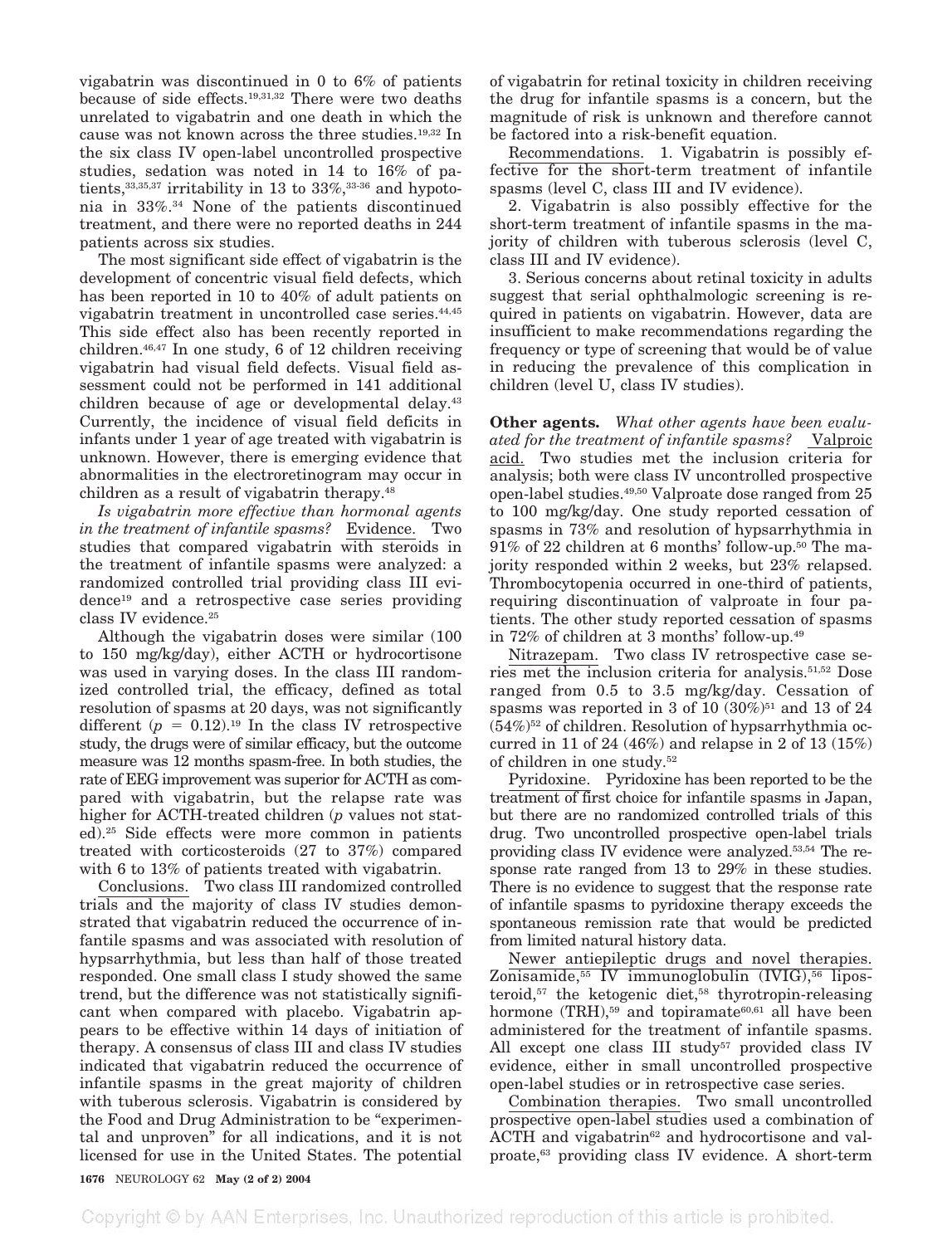vigabatrin was discontinued in 0 to 6% of patients because of side effects.[19,31,32] There were two deaths unrelated to vigabatrin and one death in which the cause was not known across the three studies.[19,32] In the six class IV open-label uncontrolled prospective studies, sedation was noted in 14 to 16% of patients,[33,35,37] irritability in 13 to 33%,[33-36] and hypotonia in 33%.[34] None of the patients discontinued treatment, and there were no reported deaths in 244 patients across six studies.

The most significant side effect of vigabatrin is the development of concentric visual field defects, which has been reported in 10 to 40% of adult patients on vigabatrin treatment in uncontrolled case series.[44,45] This side effect also has been recently reported in children.[46,47] In one study, 6 of 12 children receiving vigabatrin had visual field defects. Visual field assessment could not be performed in 141 additional children because of age or developmental delay.[43] Currently, the incidence of visual field deficits in infants under 1 year of age treated with vigabatrin is unknown. However, there is emerging evidence that abnormalities in the electroretinogram may occur in children as a result of vigabatrin therapy.[48]

*Is vigabatrin more effective than hormonal agents in the treatment of infantile spasms?* Evidence. Two studies that compared vigabatrin with steroids in the treatment of infantile spasms were analyzed: a randomized controlled trial providing class III evidence[19] and a retrospective case series providing class IV evidence.[25]

Although the vigabatrin doses were similar (100 to 150 mg/kg/day), either ACTH or hydrocortisone was used in varying doses. In the class III randomized controlled trial, the efficacy, defined as total resolution of spasms at 20 days, was not significantly different ($p = 0.12$).[19] In the class IV retrospective study, the drugs were of similar efficacy, but the outcome measure was 12 months spasm-free. In both studies, the rate of EEG improvement was superior for ACTH as compared with vigabatrin, but the relapse rate was higher for ACTH-treated children ($p$ values not stated).[25] Side effects were more common in patients treated with corticosteroids (27 to 37%) compared with 6 to 13% of patients treated with vigabatrin.

Conclusions. Two class III randomized controlled trials and the majority of class IV studies demonstrated that vigabatrin reduced the occurrence of infantile spasms and was associated with resolution of hypsarrhythmia, but less than half of those treated responded. One small class I study showed the same trend, but the difference was not statistically significant when compared with placebo. Vigabatrin appears to be effective within 14 days of initiation of therapy. A consensus of class III and class IV studies indicated that vigabatrin reduced the occurrence of infantile spasms in the great majority of children with tuberous sclerosis. Vigabatrin is considered by the Food and Drug Administration to be "experimental and unproven" for all indications, and it is not licensed for use in the United States. The potential of vigabatrin for retinal toxicity in children receiving the drug for infantile spasms is a concern, but the magnitude of risk is unknown and therefore cannot be factored into a risk-benefit equation.

Recommendations. 1. Vigabatrin is possibly effective for the short-term treatment of infantile spasms (level C, class III and IV evidence).

2. Vigabatrin is also possibly effective for the short-term treatment of infantile spasms in the majority of children with tuberous sclerosis (level C, class III and IV evidence).

3. Serious concerns about retinal toxicity in adults suggest that serial ophthalmologic screening is required in patients on vigabatrin. However, data are insufficient to make recommendations regarding the frequency or type of screening that would be of value in reducing the prevalence of this complication in children (level U, class IV studies).

**Other agents.** *What other agents have been evaluated for the treatment of infantile spasms?* Valproic acid. Two studies met the inclusion criteria for analysis; both were class IV uncontrolled prospective open-label studies.[49,50] Valproate dose ranged from 25 to 100 mg/kg/day. One study reported cessation of spasms in 73% and resolution of hypsarrhythmia in 91% of 22 children at 6 months' follow-up.[50] The majority responded within 2 weeks, but 23% relapsed. Thrombocytopenia occurred in one-third of patients, requiring discontinuation of valproate in four patients. The other study reported cessation of spasms in 72% of children at 3 months' follow-up.[49]

Nitrazepam. Two class IV retrospective case series met the inclusion criteria for analysis.[51,52] Dose ranged from 0.5 to 3.5 mg/kg/day. Cessation of spasms was reported in 3 of 10 (30%)[51] and 13 of 24 (54%)[52] of children. Resolution of hypsarrhythmia occurred in 11 of 24 (46%) and relapse in 2 of 13 (15%) of children in one study.[52]

Pyridoxine. Pyridoxine has been reported to be the treatment of first choice for infantile spasms in Japan, but there are no randomized controlled trials of this drug. Two uncontrolled prospective open-label trials providing class IV evidence were analyzed.[53,54] The response rate ranged from 13 to 29% in these studies. There is no evidence to suggest that the response rate of infantile spasms to pyridoxine therapy exceeds the spontaneous remission rate that would be predicted from limited natural history data.

Newer antiepileptic drugs and novel therapies. Zonisamide,[55] IV immunoglobulin (IVIG),[56] liposteroid,[57] the ketogenic diet,[58] thyrotropin-releasing hormone (TRH),[59] and topiramate[60,61] all have been administered for the treatment of infantile spasms. All except one class III study[57] provided class IV evidence, either in small uncontrolled prospective open-label studies or in retrospective case series.

Combination therapies. Two small uncontrolled prospective open-label studies used a combination of ACTH and vigabatrin[62] and hydrocortisone and valproate,[63] providing class IV evidence. A short-term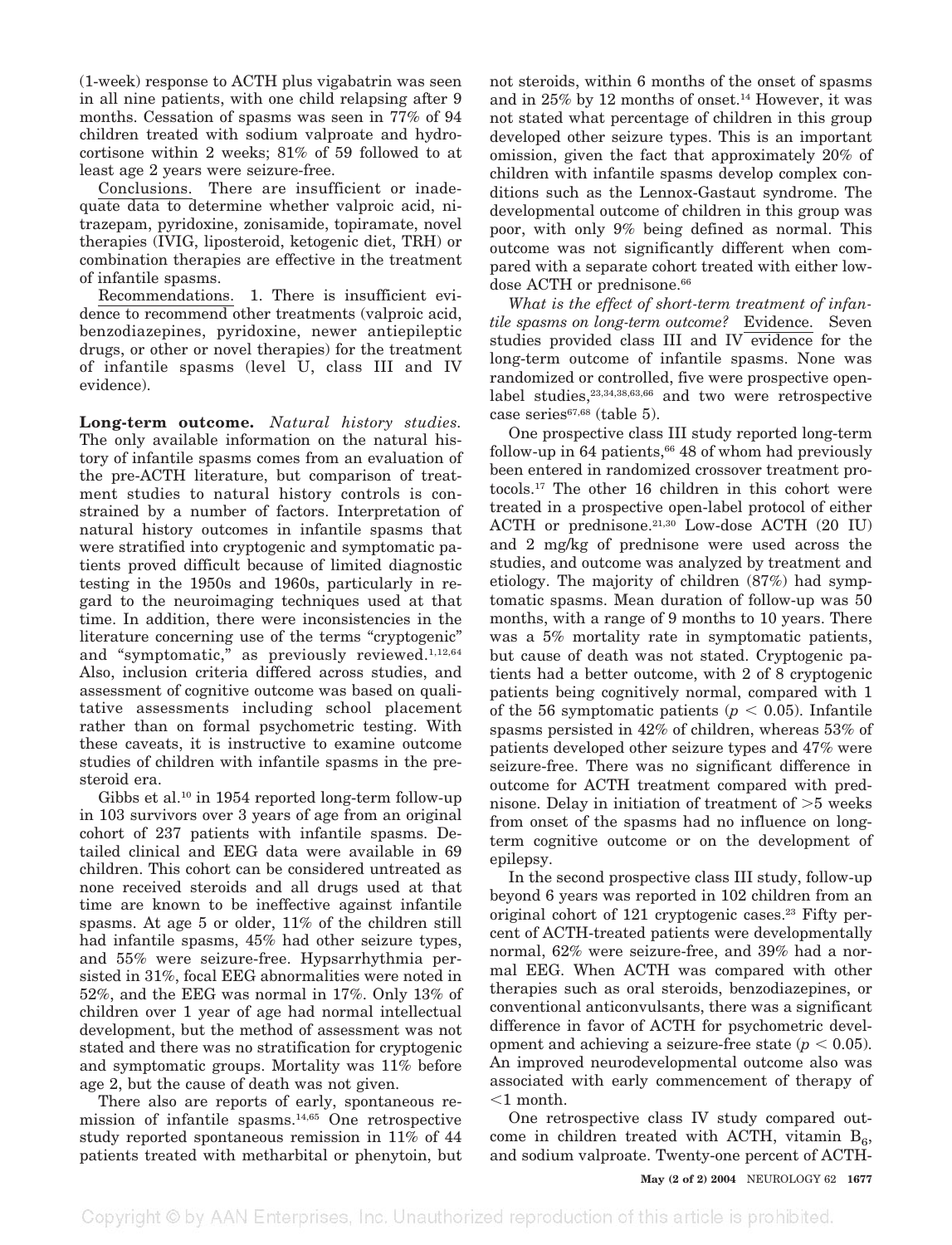(1-week) response to ACTH plus vigabatrin was seen in all nine patients, with one child relapsing after 9 months. Cessation of spasms was seen in 77% of 94 children treated with sodium valproate and hydrocortisone within 2 weeks; 81% of 59 followed to at least age 2 years were seizure-free.

Conclusions. There are insufficient or inadequate data to determine whether valproic acid, nitrazepam, pyridoxine, zonisamide, topiramate, novel therapies (IVIG, liposteroid, ketogenic diet, TRH) or combination therapies are effective in the treatment of infantile spasms.

Recommendations. 1. There is insufficient evidence to recommend other treatments (valproic acid, benzodiazepines, pyridoxine, newer antiepileptic drugs, or other or novel therapies) for the treatment of infantile spasms (level U, class III and IV evidence).

**Long-term outcome.** *Natural history studies.* The only available information on the natural history of infantile spasms comes from an evaluation of the pre-ACTH literature, but comparison of treatment studies to natural history controls is constrained by a number of factors. Interpretation of natural history outcomes in infantile spasms that were stratified into cryptogenic and symptomatic patients proved difficult because of limited diagnostic testing in the 1950s and 1960s, particularly in regard to the neuroimaging techniques used at that time. In addition, there were inconsistencies in the literature concerning use of the terms "cryptogenic" and "symptomatic," as previously reviewed.[1,12,64] Also, inclusion criteria differed across studies, and assessment of cognitive outcome was based on qualitative assessments including school placement rather than on formal psychometric testing. With these caveats, it is instructive to examine outcome studies of children with infantile spasms in the presteroid era.

Gibbs et al.[10] in 1954 reported long-term follow-up in 103 survivors over 3 years of age from an original cohort of 237 patients with infantile spasms. Detailed clinical and EEG data were available in 69 children. This cohort can be considered untreated as none received steroids and all drugs used at that time are known to be ineffective against infantile spasms. At age 5 or older, 11% of the children still had infantile spasms, 45% had other seizure types, and 55% were seizure-free. Hypsarrhythmia persisted in 31%, focal EEG abnormalities were noted in 52%, and the EEG was normal in 17%. Only 13% of children over 1 year of age had normal intellectual development, but the method of assessment was not stated and there was no stratification for cryptogenic and symptomatic groups. Mortality was 11% before age 2, but the cause of death was not given.

There also are reports of early, spontaneous remission of infantile spasms.[14,65] One retrospective study reported spontaneous remission in 11% of 44 patients treated with metharbital or phenytoin, but not steroids, within 6 months of the onset of spasms and in 25% by 12 months of onset.[14] However, it was not stated what percentage of children in this group developed other seizure types. This is an important omission, given the fact that approximately 20% of children with infantile spasms develop complex conditions such as the Lennox-Gastaut syndrome. The developmental outcome of children in this group was poor, with only 9% being defined as normal. This outcome was not significantly different when compared with a separate cohort treated with either low-dose ACTH or prednisone.[66]

*What is the effect of short-term treatment of infantile spasms on long-term outcome?* Evidence. Seven studies provided class III and IV evidence for the long-term outcome of infantile spasms. None was randomized or controlled, five were prospective open-label studies,[23,34,38,63,66] and two were retrospective case series[67,68] (table 5).

One prospective class III study reported long-term follow-up in 64 patients,[66] 48 of whom had previously been entered in randomized crossover treatment protocols.[17] The other 16 children in this cohort were treated in a prospective open-label protocol of either ACTH or prednisone.[21,30] Low-dose ACTH (20 IU) and 2 mg/kg of prednisone were used across the studies, and outcome was analyzed by treatment and etiology. The majority of children (87%) had symptomatic spasms. Mean duration of follow-up was 50 months, with a range of 9 months to 10 years. There was a 5% mortality rate in symptomatic patients, but cause of death was not stated. Cryptogenic patients had a better outcome, with 2 of 8 cryptogenic patients being cognitively normal, compared with 1 of the 56 symptomatic patients ($p < 0.05$). Infantile spasms persisted in 42% of children, whereas 53% of patients developed other seizure types and 47% were seizure-free. There was no significant difference in outcome for ACTH treatment compared with prednisone. Delay in initiation of treatment of >5 weeks from onset of the spasms had no influence on long-term cognitive outcome or on the development of epilepsy.

In the second prospective class III study, follow-up beyond 6 years was reported in 102 children from an original cohort of 121 cryptogenic cases.[23] Fifty percent of ACTH-treated patients were developmentally normal, 62% were seizure-free, and 39% had a normal EEG. When ACTH was compared with other therapies such as oral steroids, benzodiazepines, or conventional anticonvulsants, there was a significant difference in favor of ACTH for psychometric development and achieving a seizure-free state ($p < 0.05$). An improved neurodevelopmental outcome also was associated with early commencement of therapy of <1 month.

One retrospective class IV study compared outcome in children treated with ACTH, vitamin $B_6$, and sodium valproate. Twenty-one percent of ACTH-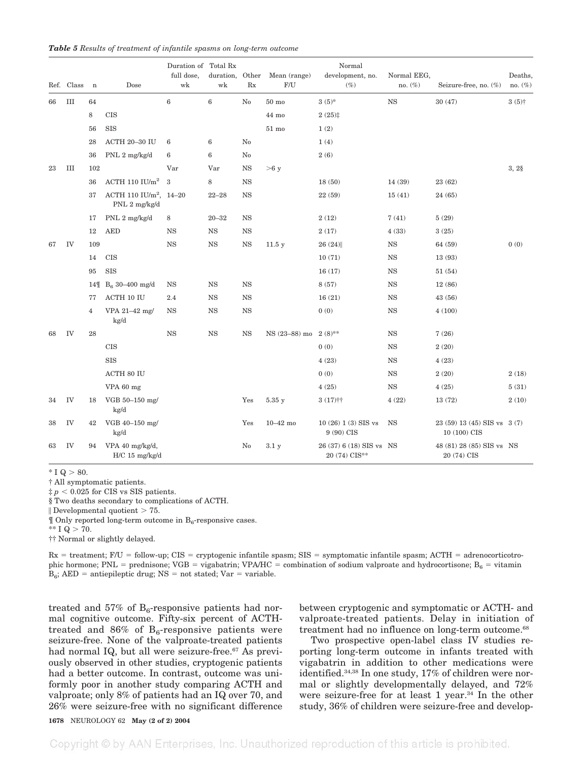*Table 5 Results of treatment of infantile spasms on long-term outcome*

| Ref. | Class | n | Dose | Duration of full dose, wk | Total Rx duration, wk | Other Rx | Mean (range) F/U | Normal development, no. (%) | Normal EEG, no. (%) | Seizure-free, no. (%) | Deaths, no. (%) |
|---|---|---|---|---|---|---|---|---|---|---|---|
| 66 | III | 64 | | 6 | 6 | No | 50 mo | 3 (5)* | NS | 30 (47) | 3 (5)† |
| | | 8 | CIS | | | | 44 mo | 2 (25)‡ | | | |
| | | 56 | SIS | | | | 51 mo | 1 (2) | | | |
| | | 28 | ACTH 20–30 IU | 6 | 6 | No | | 1 (4) | | | |
| | | 36 | PNL 2 mg/kg/d | 6 | 6 | No | | 2 (6) | | | |
| 23 | III | 102 | | Var | Var | NS | >6 y | | | | 3, 2§ |
| | | 36 | ACTH 110 IU/m$^2$ | 3 | 8 | NS | | 18 (50) | 14 (39) | 23 (62) | |
| | | 37 | ACTH 110 IU/m$^2$, PNL 2 mg/kg/d | 14–20 | 22–28 | NS | | 22 (59) | 15 (41) | 24 (65) | |
| | | 17 | PNL 2 mg/kg/d | 8 | 20–32 | NS | | 2 (12) | 7 (41) | 5 (29) | |
| | | 12 | AED | NS | NS | NS | | 2 (17) | 4 (33) | 3 (25) | |
| 67 | IV | 109 | | NS | NS | NS | 11.5 y | 26 (24)‖ | NS | 64 (59) | 0 (0) |
| | | 14 | CIS | | | | | 10 (71) | NS | 13 (93) | |
| | | 95 | SIS | | | | | 16 (17) | NS | 51 (54) | |
| | | 14¶ | $B_6$ 30–400 mg/d | NS | NS | NS | | 8 (57) | NS | 12 (86) | |
| | | 77 | ACTH 10 IU | 2.4 | NS | NS | | 16 (21) | NS | 43 (56) | |
| | | 4 | VPA 21–42 mg/kg/d | NS | NS | NS | | 0 (0) | NS | 4 (100) | |
| 68 | IV | 28 | | NS | NS | NS | NS (23–88) mo | 2 (8)** | NS | 7 (26) | |
| | | | CIS | | | | | 0 (0) | NS | 2 (20) | |
| | | | SIS | | | | | 4 (23) | NS | 4 (23) | |
| | | | ACTH 80 IU | | | | | 0 (0) | NS | 2 (20) | 2 (18) |
| | | | VPA 60 mg | | | | | 4 (25) | NS | 4 (25) | 5 (31) |
| 34 | IV | 18 | VGB 50–150 mg/kg/d | | | Yes | 5.35 y | 3 (17)†† | 4 (22) | 13 (72) | 2 (10) |
| 38 | IV | 42 | VGB 40–150 mg/kg/d | | | Yes | 10–42 mo | 10 (26) 1 (3) SIS vs 9 (90) CIS | NS | 23 (59) 13 (45) SIS vs 10 (100) CIS | 3 (7) |
| 63 | IV | 94 | VPA 40 mg/kg/d, H/C 15 mg/kg/d | | | No | 3.1 y | 26 (37) 6 (18) SIS vs 20 (74) CIS** | NS | 48 (81) 28 (85) SIS vs 20 (74) CIS | NS |

\* I Q > 80.

† All symptomatic patients.

‡ $p < 0.025$ for CIS vs SIS patients.

§ Two deaths secondary to complications of ACTH.

‖ Developmental quotient > 75.

¶ Only reported long-term outcome in $B_6$-responsive cases.

** I Q > 70.

†† Normal or slightly delayed.

Rx = treatment; F/U = follow-up; CIS = cryptogenic infantile spasm; SIS = symptomatic infantile spasm; ACTH = adrenocorticotrophic hormone; PNL = prednisone; VGB = vigabatrin; VPA/HC = combination of sodium valproate and hydrocortisone; $B_6$ = vitamin $B_6$; AED = antiepileptic drug; NS = not stated; Var = variable.

treated and 57% of $B_6$-responsive patients had normal cognitive outcome. Fifty-six percent of ACTH-treated and 86% of $B_6$-responsive patients were seizure-free. None of the valproate-treated patients had normal IQ, but all were seizure-free.[67] As previously observed in other studies, cryptogenic patients had a better outcome. In contrast, outcome was uniformly poor in another study comparing ACTH and valproate; only 8% of patients had an IQ over 70, and 26% were seizure-free with no significant difference between cryptogenic and symptomatic or ACTH- and valproate-treated patients. Delay in initiation of treatment had no influence on long-term outcome.[68]

Two prospective open-label class IV studies reporting long-term outcome in infants treated with vigabatrin in addition to other medications were identified.[34,38] In one study, 17% of children were normal or slightly developmentally delayed, and 72% were seizure-free for at least 1 year.[34] In the other study, 36% of children were seizure-free and develop-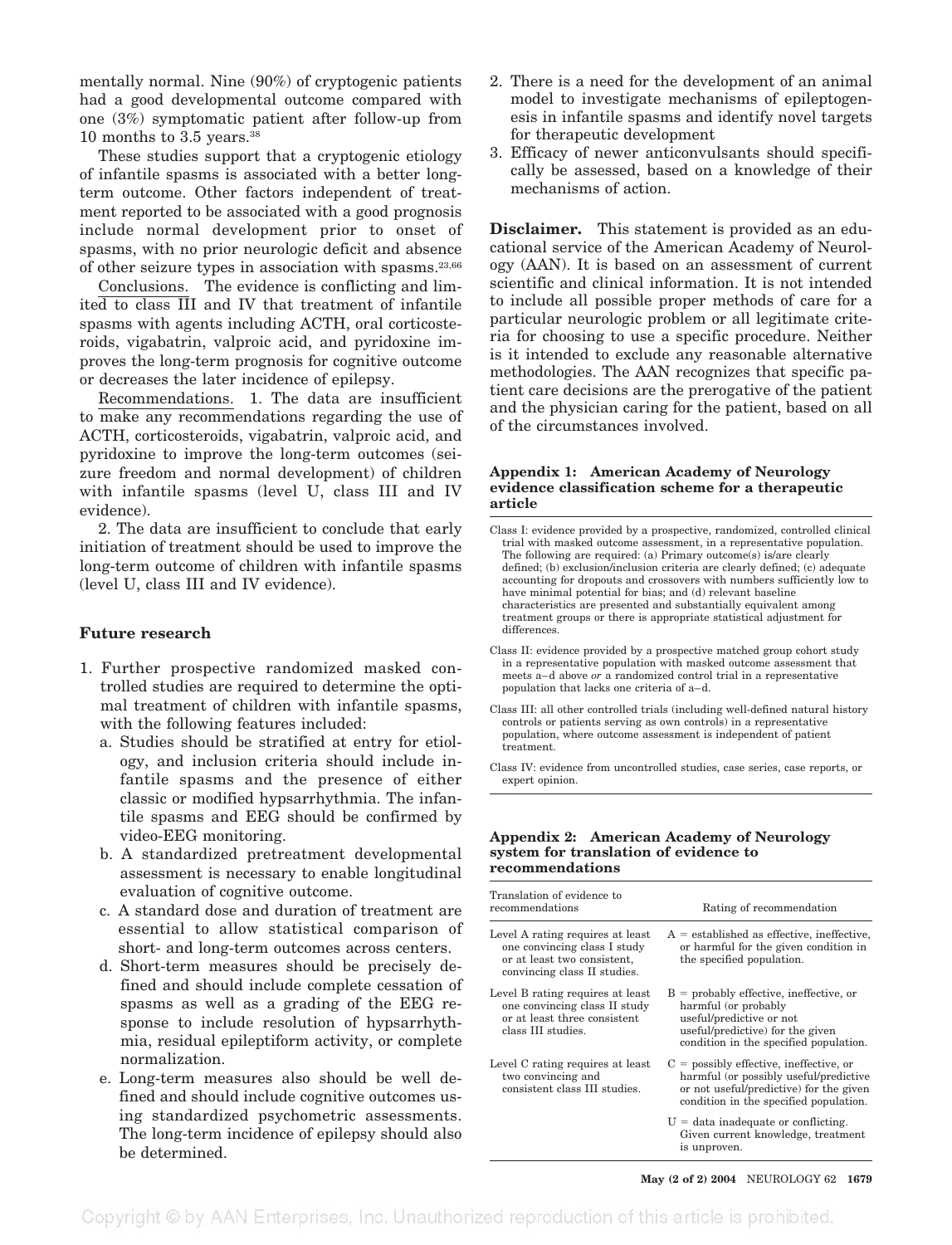mentally normal. Nine (90%) of cryptogenic patients had a good developmental outcome compared with one (3%) symptomatic patient after follow-up from 10 months to 3.5 years.[38]

These studies support that a cryptogenic etiology of infantile spasms is associated with a better long-term outcome. Other factors independent of treatment reported to be associated with a good prognosis include normal development prior to onset of spasms, with no prior neurologic deficit and absence of other seizure types in association with spasms.[23,66]

Conclusions. The evidence is conflicting and limited to class III and IV that treatment of infantile spasms with agents including ACTH, oral corticosteroids, vigabatrin, valproic acid, and pyridoxine improves the long-term prognosis for cognitive outcome or decreases the later incidence of epilepsy.

Recommendations. 1. The data are insufficient to make any recommendations regarding the use of ACTH, corticosteroids, vigabatrin, valproic acid, and pyridoxine to improve the long-term outcomes (seizure freedom and normal development) of children with infantile spasms (level U, class III and IV evidence).

2. The data are insufficient to conclude that early initiation of treatment should be used to improve the long-term outcome of children with infantile spasms (level U, class III and IV evidence).

### Future research

1. Further prospective randomized masked controlled studies are required to determine the optimal treatment of children with infantile spasms, with the following features included:
   a. Studies should be stratified at entry for etiology, and inclusion criteria should include infantile spasms and the presence of either classic or modified hypsarrhythmia. The infantile spasms and EEG should be confirmed by video-EEG monitoring.
   b. A standardized pretreatment developmental assessment is necessary to enable longitudinal evaluation of cognitive outcome.
   c. A standard dose and duration of treatment are essential to allow statistical comparison of short- and long-term outcomes across centers.
   d. Short-term measures should be precisely defined and should include complete cessation of spasms as well as a grading of the EEG response to include resolution of hypsarrhythmia, residual epileptiform activity, or complete normalization.
   e. Long-term measures also should be well defined and should include cognitive outcomes using standardized psychometric assessments. The long-term incidence of epilepsy should also be determined.
2. There is a need for the development of an animal model to investigate mechanisms of epileptogenesis in infantile spasms and identify novel targets for therapeutic development
3. Efficacy of newer anticonvulsants should specifically be assessed, based on a knowledge of their mechanisms of action.

**Disclaimer.** This statement is provided as an educational service of the American Academy of Neurology (AAN). It is based on an assessment of current scientific and clinical information. It is not intended to include all possible proper methods of care for a particular neurologic problem or all legitimate criteria for choosing to use a specific procedure. Neither is it intended to exclude any reasonable alternative methodologies. The AAN recognizes that specific patient care decisions are the prerogative of the patient and the physician caring for the patient, based on all of the circumstances involved.

**Appendix 1: American Academy of Neurology evidence classification scheme for a therapeutic article**

Class I: evidence provided by a prospective, randomized, controlled clinical trial with masked outcome assessment, in a representative population. The following are required: (a) Primary outcome(s) is/are clearly defined; (b) exclusion/inclusion criteria are clearly defined; (c) adequate accounting for dropouts and crossovers with numbers sufficiently low to have minimal potential for bias; and (d) relevant baseline characteristics are presented and substantially equivalent among treatment groups or there is appropriate statistical adjustment for differences.

Class II: evidence provided by a prospective matched group cohort study in a representative population with masked outcome assessment that meets a–d above *or* a randomized control trial in a representative population that lacks one criteria of a–d.

Class III: all other controlled trials (including well-defined natural history controls or patients serving as own controls) in a representative population, where outcome assessment is independent of patient treatment.

Class IV: evidence from uncontrolled studies, case series, case reports, or expert opinion.

**Appendix 2: American Academy of Neurology system for translation of evidence to recommendations**

| Translation of evidence to recommendations | Rating of recommendation |
|---|---|
| Level A rating requires at least one convincing class I study or at least two consistent, convincing class II studies. | A = established as effective, ineffective, or harmful for the given condition in the specified population. |
| Level B rating requires at least one convincing class II study or at least three consistent class III studies. | B = probably effective, ineffective, or harmful (or probably useful/predictive or not useful/predictive) for the given condition in the specified population. |
| Level C rating requires at least two convincing and consistent class III studies. | C = possibly effective, ineffective, or harmful (or possibly useful/predictive or not useful/predictive) for the given condition in the specified population. |
| | U = data inadequate or conflicting. Given current knowledge, treatment is unproven. |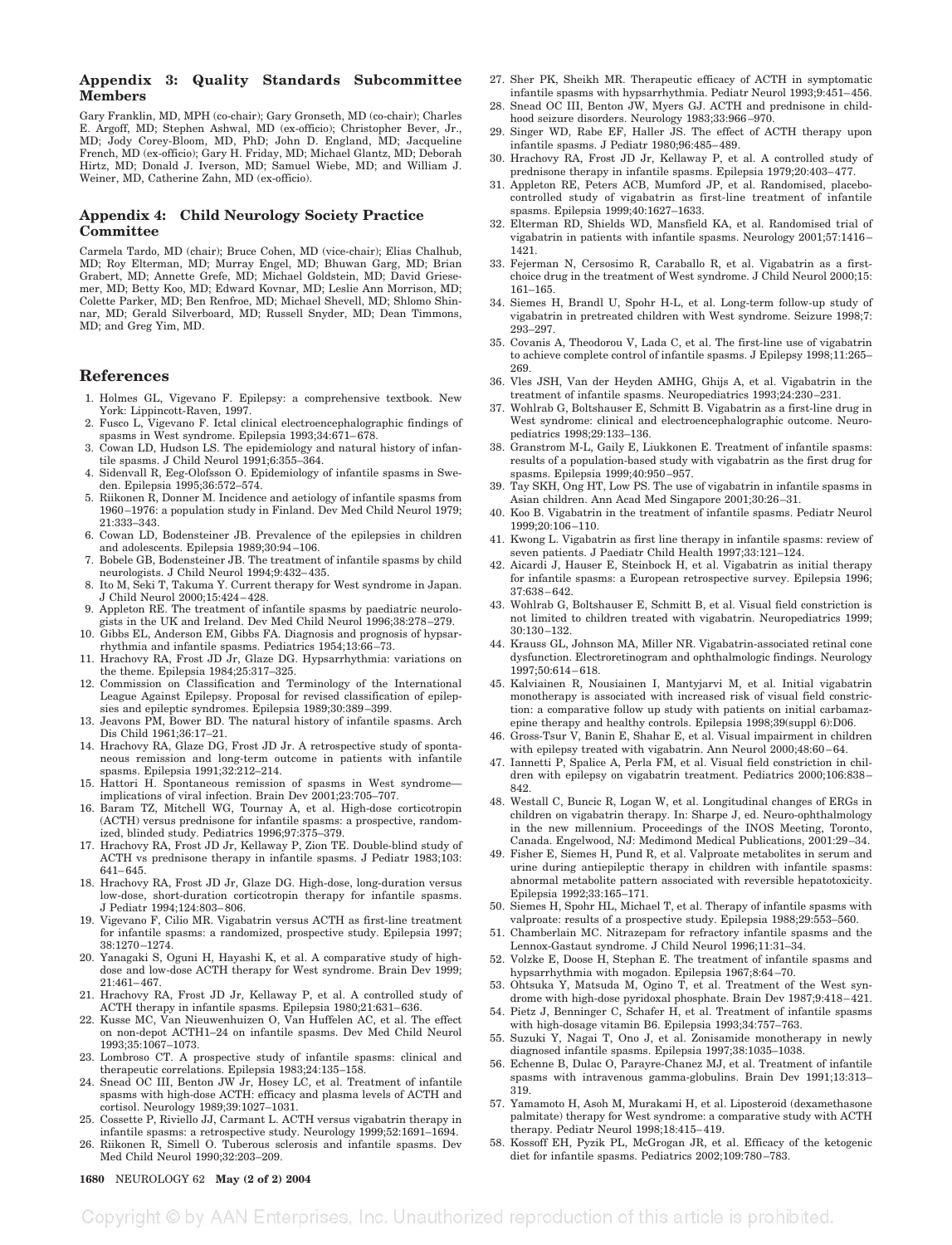## Appendix 3: Quality Standards Subcommittee Members

Gary Franklin, MD, MPH (co-chair); Gary Gronseth, MD (co-chair); Charles E. Argoff, MD; Stephen Ashwal, MD (ex-officio); Christopher Bever, Jr., MD; Jody Corey-Bloom, MD, PhD; John D. England, MD; Jacqueline French, MD (ex-officio); Gary H. Friday, MD; Michael Glantz, MD; Deborah Hirtz, MD; Donald J. Iverson, MD; Samuel Wiebe, MD; and William J. Weiner, MD, Catherine Zahn, MD (ex-officio).

## Appendix 4: Child Neurology Society Practice Committee

Carmela Tardo, MD (chair); Bruce Cohen, MD (vice-chair); Elias Chalhub, MD; Roy Elterman, MD; Murray Engel, MD; Bhuwan Garg, MD; Brian Grabert, MD; Annette Grefe, MD; Michael Goldstein, MD; David Griesemer, MD; Betty Koo, MD; Edward Kovnar, MD; Leslie Ann Morrison, MD; Colette Parker, MD; Ben Renfroe, MD; Michael Shevell, MD; Shlomo Shinnar, MD; Gerald Silverboard, MD; Russell Snyder, MD; Dean Timmons, MD; and Greg Yim, MD.

## References

1. Holmes GL, Vigevano F. Epilepsy: a comprehensive textbook. New York: Lippincott-Raven, 1997.
2. Fusco L, Vigevano F. Ictal clinical electroencephalographic findings of spasms in West syndrome. Epilepsia 1993;34:671–678.
3. Cowan LD, Hudson LS. The epidemiology and natural history of infantile spasms. J Child Neurol 1991;6:355–364.
4. Sidenvall R, Eeg-Olofsson O. Epidemiology of infantile spasms in Sweden. Epilepsia 1995;36:572–574.
5. Riikonen R, Donner M. Incidence and aetiology of infantile spasms from 1960–1976: a population study in Finland. Dev Med Child Neurol 1979;21:333–343.
6. Cowan LD, Bodensteiner JB. Prevalence of the epilepsies in children and adolescents. Epilepsia 1989;30:94–106.
7. Bobele GB, Bodensteiner JB. The treatment of infantile spasms by child neurologists. J Child Neurol 1994;9:432–435.
8. Ito M, Seki T, Takuma Y. Current therapy for West syndrome in Japan. J Child Neurol 2000;15:424–428.
9. Appleton RE. The treatment of infantile spasms by paediatric neurologists in the UK and Ireland. Dev Med Child Neurol 1996;38:278–279.
10. Gibbs EL, Anderson EM, Gibbs FA. Diagnosis and prognosis of hypsarrhythmia and infantile spasms. Pediatrics 1954;13:66–73.
11. Hrachovy RA, Frost JD Jr, Glaze DG. Hypsarrhythmia: variations on the theme. Epilepsia 1984;25:317–325.
12. Commission on Classification and Terminology of the International League Against Epilepsy. Proposal for revised classification of epilepsies and epileptic syndromes. Epilepsia 1989;30:389–399.
13. Jeavons PM, Bower BD. The natural history of infantile spasms. Arch Dis Child 1961;36:17–21.
14. Hrachovy RA, Glaze DG, Frost JD Jr. A retrospective study of spontaneous remission and long-term outcome in patients with infantile spasms. Epilepsia 1991;32:212–214.
15. Hattori H. Spontaneous remission of spasms in West syndrome—implications of viral infection. Brain Dev 2001;23:705–707.
16. Baram TZ, Mitchell WG, Tournay A, et al. High-dose corticotropin (ACTH) versus prednisone for infantile spasms: a prospective, randomized, blinded study. Pediatrics 1996;97:375–379.
17. Hrachovy RA, Frost JD Jr, Kellaway P, Zion TE. Double-blind study of ACTH vs prednisone therapy in infantile spasms. J Pediatr 1983;103:641–645.
18. Hrachovy RA, Frost JD Jr, Glaze DG. High-dose, long-duration versus low-dose, short-duration corticotropin therapy for infantile spasms. J Pediatr 1994;124:803–806.
19. Vigevano F, Cilio MR. Vigabatrin versus ACTH as first-line treatment for infantile spasms: a randomized, prospective study. Epilepsia 1997;38:1270–1274.
20. Yanagaki S, Oguni H, Hayashi K, et al. A comparative study of high-dose and low-dose ACTH therapy for West syndrome. Brain Dev 1999;21:461–467.
21. Hrachovy RA, Frost JD Jr, Kellaway P, et al. A controlled study of ACTH therapy in infantile spasms. Epilepsia 1980;21:631–636.
22. Kusse MC, Van Nieuwenhuizen O, Van Huffelen AC, et al. The effect on non-depot ACTH1–24 on infantile spasms. Dev Med Child Neurol 1993;35:1067–1073.
23. Lombroso CT. A prospective study of infantile spasms: clinical and therapeutic correlations. Epilepsia 1983;24:135–158.
24. Snead OC III, Benton JW Jr, Hosey LC, et al. Treatment of infantile spasms with high-dose ACTH: efficacy and plasma levels of ACTH and cortisol. Neurology 1989;39:1027–1031.
25. Cossette P, Riviello JJ, Carmant L. ACTH versus vigabatrin therapy in infantile spasms: a retrospective study. Neurology 1999;52:1691–1694.
26. Riikonen R, Simell O. Tuberous sclerosis and infantile spasms. Dev Med Child Neurol 1990;32:203–209.
27. Sher PK, Sheikh MR. Therapeutic efficacy of ACTH in symptomatic infantile spasms with hypsarrhythmia. Pediatr Neurol 1993;9:451–456.
28. Snead OC III, Benton JW, Myers GJ. ACTH and prednisone in childhood seizure disorders. Neurology 1983;33:966–970.
29. Singer WD, Rabe EF, Haller JS. The effect of ACTH therapy upon infantile spasms. J Pediatr 1980;96:485–489.
30. Hrachovy RA, Frost JD Jr, Kellaway P, et al. A controlled study of prednisone therapy in infantile spasms. Epilepsia 1979;20:403–477.
31. Appleton RE, Peters ACB, Mumford JP, et al. Randomised, placebo-controlled study of vigabatrin as first-line treatment of infantile spasms. Epilepsia 1999;40:1627–1633.
32. Elterman RD, Shields WD, Mansfield KA, et al. Randomised trial of vigabatrin in patients with infantile spasms. Neurology 2001;57:1416–1421.
33. Fejerman N, Cersosimo R, Caraballo R, et al. Vigabatrin as a first-choice drug in the treatment of West syndrome. J Child Neurol 2000;15:161–165.
34. Siemes H, Brandl U, Spohr H-L, et al. Long-term follow-up study of vigabatrin in pretreated children with West syndrome. Seizure 1998;7:293–297.
35. Covanis A, Theodorou V, Lada C, et al. The first-line use of vigabatrin to achieve complete control of infantile spasms. J Epilepsy 1998;11:265–269.
36. Vles JSH, Van der Heyden AMHG, Ghijs A, et al. Vigabatrin in the treatment of infantile spasms. Neuropediatrics 1993;24:230–231.
37. Wohlrab G, Boltshauser E, Schmitt B. Vigabatrin as a first-line drug in West syndrome: clinical and electroencephalographic outcome. Neuropediatrics 1998;29:133–136.
38. Granstrom M-L, Gaily E, Liukkonen E. Treatment of infantile spasms: results of a population-based study with vigabatrin as the first drug for spasms. Epilepsia 1999;40:950–957.
39. Tay SKH, Ong HT, Low PS. The use of vigabatrin in infantile spasms in Asian children. Ann Acad Med Singapore 2001;30:26–31.
40. Koo B. Vigabatrin in the treatment of infantile spasms. Pediatr Neurol 1999;20:106–110.
41. Kwong L. Vigabatrin as first line therapy in infantile spasms: review of seven patients. J Paediatr Child Health 1997;33:121–124.
42. Aicardi J, Hauser E, Steinbock H, et al. Vigabatrin as initial therapy for infantile spasms: a European retrospective survey. Epilepsia 1996;37:638–642.
43. Wohlrab G, Boltshauser E, Schmitt B, et al. Visual field constriction is not limited to children treated with vigabatrin. Neuropediatrics 1999;30:130–132.
44. Krauss GL, Johnson MA, Miller NR. Vigabatrin-associated retinal cone dysfunction. Electroretinogram and ophthalmologic findings. Neurology 1997;50:614–618.
45. Kalviainen R, Nousiainen I, Mantyjarvi M, et al. Initial vigabatrin monotherapy is associated with increased risk of visual field constriction: a comparative follow up study with patients on initial carbamazepine therapy and healthy controls. Epilepsia 1998;39(suppl 6):D06.
46. Gross-Tsur V, Banin E, Shahar E, et al. Visual impairment in children with epilepsy treated with vigabatrin. Ann Neurol 2000;48:60–64.
47. Iannetti P, Spalice A, Perla FM, et al. Visual field constriction in children with epilepsy on vigabatrin treatment. Pediatrics 2000;106:838–842.
48. Westall C, Buncic R, Logan W, et al. Longitudinal changes of ERGs in children on vigabatrin therapy. In: Sharpe J, ed. Neuro-ophthalmology in the new millennium. Proceedings of the INOS Meeting, Toronto, Canada. Engelwood, NJ: Medimond Medical Publications, 2001:29–34.
49. Fisher E, Siemes H, Pund R, et al. Valproate metabolites in serum and urine during antiepileptic therapy in children with infantile spasms: abnormal metabolite pattern associated with reversible hepatotoxicity. Epilepsia 1992;33:165–171.
50. Siemes H, Spohr HL, Michael T, et al. Therapy of infantile spasms with valproate: results of a prospective study. Epilepsia 1988;29:553–560.
51. Chamberlain MC. Nitrazepam for refractory infantile spasms and the Lennox-Gastaut syndrome. J Child Neurol 1996;11:31–34.
52. Volzke E, Doose H, Stephan E. The treatment of infantile spasms and hypsarrhythmia with mogadon. Epilepsia 1967;8:64–70.
53. Ohtsuka Y, Matsuda M, Ogino T, et al. Treatment of the West syndrome with high-dose pyridoxal phosphate. Brain Dev 1987;9:418–421.
54. Pietz J, Benninger C, Schafer H, et al. Treatment of infantile spasms with high-dosage vitamin B6. Epilepsia 1993;34:757–763.
55. Suzuki Y, Nagai T, Ono J, et al. Zonisamide monotherapy in newly diagnosed infantile spasms. Epilepsia 1997;38:1035–1038.
56. Echenne B, Dulac O, Parayre-Chanez MJ, et al. Treatment of infantile spasms with intravenous gamma-globulins. Brain Dev 1991;13:313–319.
57. Yamamoto H, Asoh M, Murakami H, et al. Liposteroid (dexamethasone palmitate) therapy for West syndrome: a comparative study with ACTH therapy. Pediatr Neurol 1998;18:415–419.
58. Kossoff EH, Pyzik PL, McGrogan JR, et al. Efficacy of the ketogenic diet for infantile spasms. Pediatrics 2002;109:780–783.

Copyright © by AAN Enterprises, Inc. Unauthorized reproduction of this article is prohibited.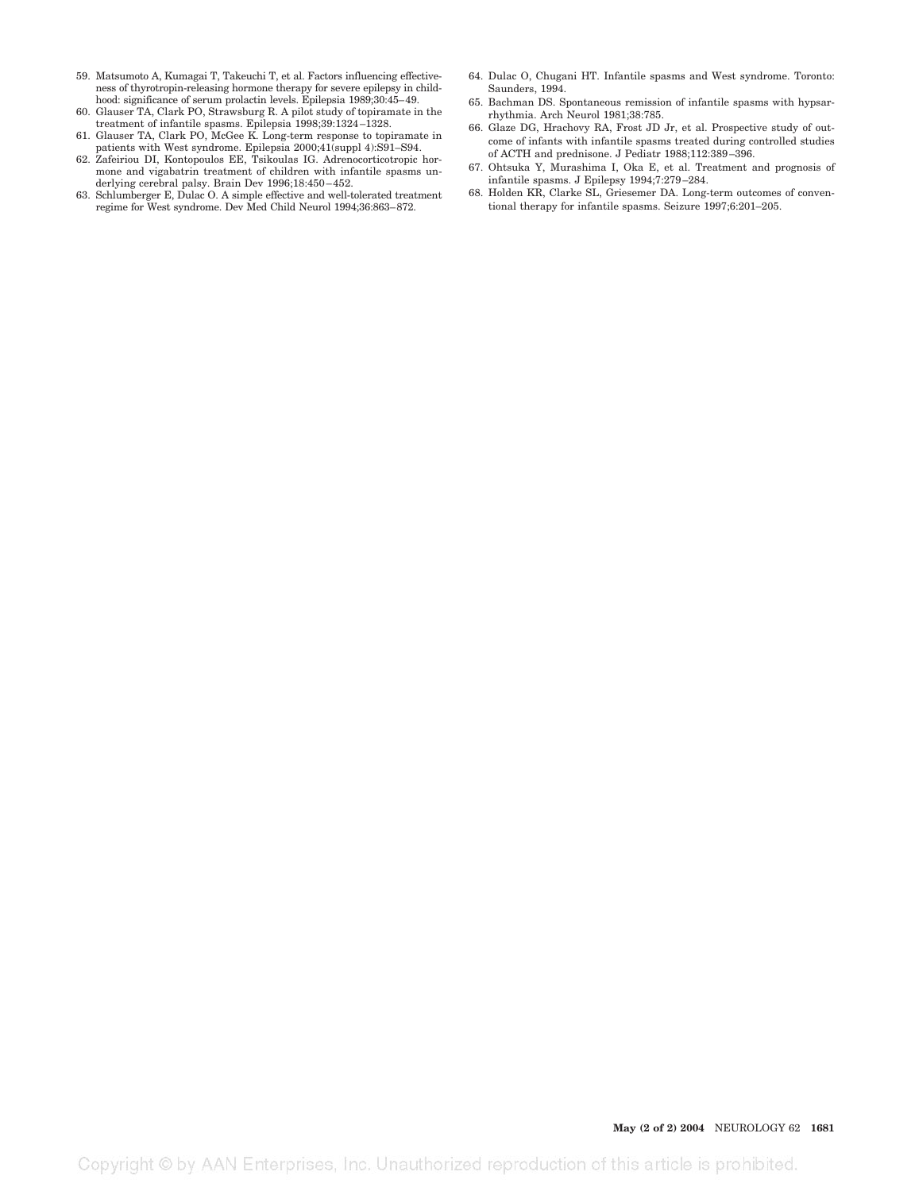59. Matsumoto A, Kumagai T, Takeuchi T, et al. Factors influencing effectiveness of thyrotropin-releasing hormone therapy for severe epilepsy in childhood: significance of serum prolactin levels. Epilepsia 1989;30:45–49.
60. Glauser TA, Clark PO, Strawsburg R. A pilot study of topiramate in the treatment of infantile spasms. Epilepsia 1998;39:1324–1328.
61. Glauser TA, Clark PO, McGee K. Long-term response to topiramate in patients with West syndrome. Epilepsia 2000;41(suppl 4):S91–S94.
62. Zafeiriou DI, Kontopoulos EE, Tsikoulas IG. Adrenocorticotropic hormone and vigabatrin treatment of children with infantile spasms underlying cerebral palsy. Brain Dev 1996;18:450–452.
63. Schlumberger E, Dulac O. A simple effective and well-tolerated treatment regime for West syndrome. Dev Med Child Neurol 1994;36:863–872.
64. Dulac O, Chugani HT. Infantile spasms and West syndrome. Toronto: Saunders, 1994.
65. Bachman DS. Spontaneous remission of infantile spasms with hypsarrhythmia. Arch Neurol 1981;38:785.
66. Glaze DG, Hrachovy RA, Frost JD Jr, et al. Prospective study of outcome of infants with infantile spasms treated during controlled studies of ACTH and prednisone. J Pediatr 1988;112:389–396.
67. Ohtsuka Y, Murashima I, Oka E, et al. Treatment and prognosis of infantile spasms. J Epilepsy 1994;7:279–284.
68. Holden KR, Clarke SL, Griesemer DA. Long-term outcomes of conventional therapy for infantile spasms. Seizure 1997;6:201–205.

Copyright © by AAN Enterprises, Inc. Unauthorized reproduction of this article is prohibited.